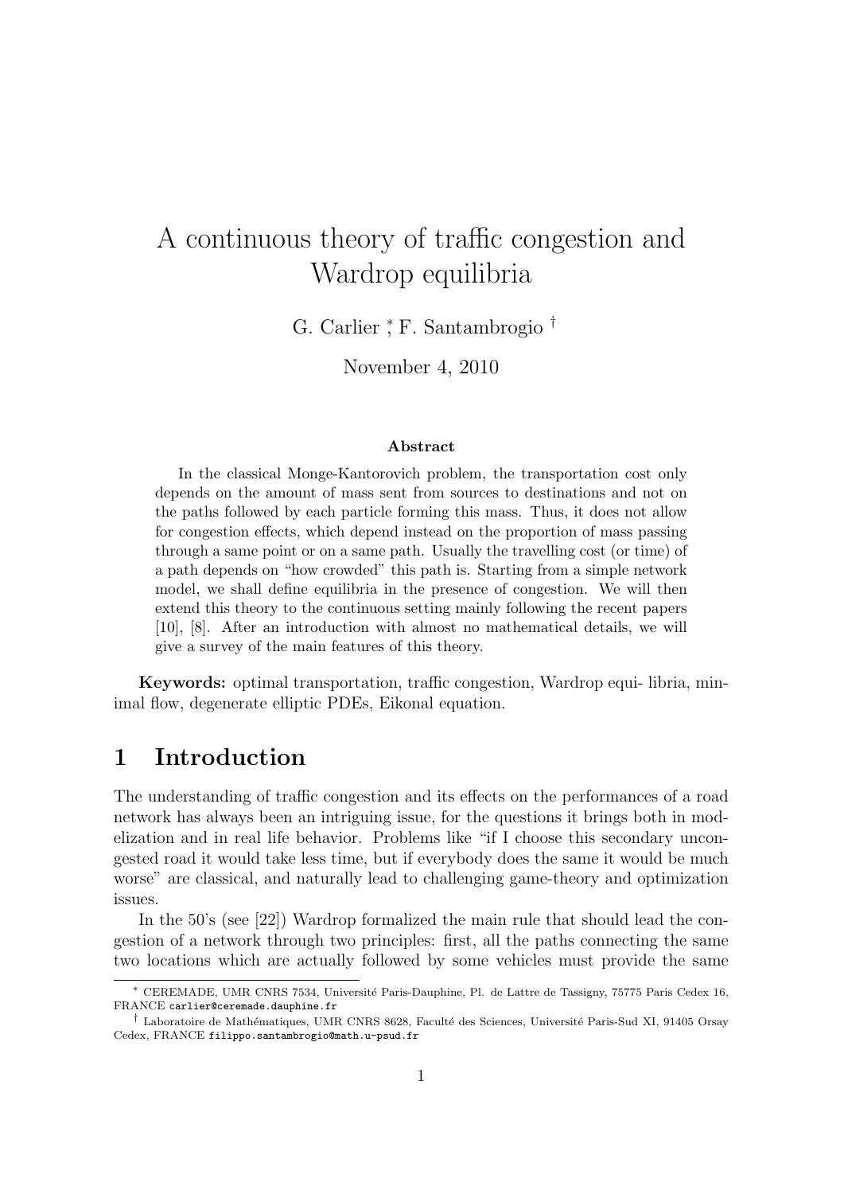// A continuous theory of traffic congestion and Wardrop equilibria

G. Carlier [*], F. Santambrogio [†]

November 4, 2010

**Abstract**

In the classical Monge-Kantorovich problem, the transportation cost only depends on the amount of mass sent from sources to destinations and not on the paths followed by each particle forming this mass. Thus, it does not allow for congestion effects, which depend instead on the proportion of mass passing through a same point or on a same path. Usually the travelling cost (or time) of a path depends on "how crowded" this path is. Starting from a simple network model, we shall define equilibria in the presence of congestion. We will then extend this theory to the continuous setting mainly following the recent papers [10], [8]. After an introduction with almost no mathematical details, we will give a survey of the main features of this theory.

**Keywords:** optimal transportation, traffic congestion, Wardrop equi- libria, minimal flow, degenerate elliptic PDEs, Eikonal equation.

## 1 Introduction

The understanding of traffic congestion and its effects on the performances of a road network has always been an intriguing issue, for the questions it brings both in modelization and in real life behavior. Problems like "if I choose this secondary uncongested road it would take less time, but if everybody does the same it would be much worse" are classical, and naturally lead to challenging game-theory and optimization issues.

In the 50's (see [22]) Wardrop formalized the main rule that should lead the congestion of a network through two principles: first, all the paths connecting the same two locations which are actually followed by some vehicles must provide the same

---

[*] CEREMADE, UMR CNRS 7534, Université Paris-Dauphine, Pl. de Lattre de Tassigny, 75775 Paris Cedex 16, FRANCE carlier@ceremade.dauphine.fr

[†] Laboratoire de Mathématiques, UMR CNRS 8628, Faculté des Sciences, Université Paris-Sud XI, 91405 Orsay Cedex, FRANCE filippo.santambrogio@math.u-psud.fr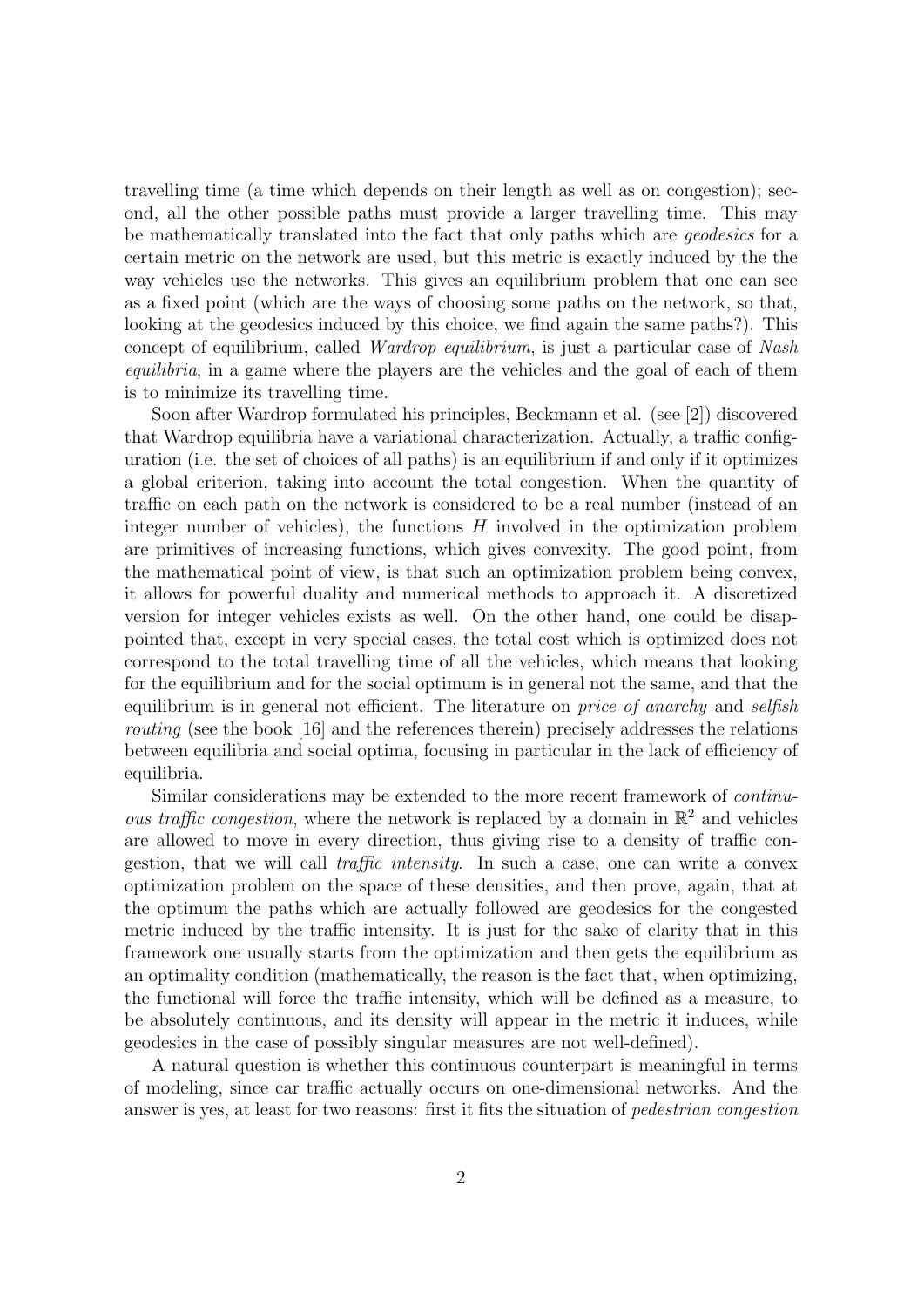travelling time (a time which depends on their length as well as on congestion); second, all the other possible paths must provide a larger travelling time. This may be mathematically translated into the fact that only paths which are *geodesics* for a certain metric on the network are used, but this metric is exactly induced by the the way vehicles use the networks. This gives an equilibrium problem that one can see as a fixed point (which are the ways of choosing some paths on the network, so that, looking at the geodesics induced by this choice, we find again the same paths?). This concept of equilibrium, called *Wardrop equilibrium*, is just a particular case of *Nash equilibria*, in a game where the players are the vehicles and the goal of each of them is to minimize its travelling time.

Soon after Wardrop formulated his principles, Beckmann et al. (see [2]) discovered that Wardrop equilibria have a variational characterization. Actually, a traffic configuration (i.e. the set of choices of all paths) is an equilibrium if and only if it optimizes a global criterion, taking into account the total congestion. When the quantity of traffic on each path on the network is considered to be a real number (instead of an integer number of vehicles), the functions $H$ involved in the optimization problem are primitives of increasing functions, which gives convexity. The good point, from the mathematical point of view, is that such an optimization problem being convex, it allows for powerful duality and numerical methods to approach it. A discretized version for integer vehicles exists as well. On the other hand, one could be disappointed that, except in very special cases, the total cost which is optimized does not correspond to the total travelling time of all the vehicles, which means that looking for the equilibrium and for the social optimum is in general not the same, and that the equilibrium is in general not efficient. The literature on *price of anarchy* and *selfish routing* (see the book [16] and the references therein) precisely addresses the relations between equilibria and social optima, focusing in particular in the lack of efficiency of equilibria.

Similar considerations may be extended to the more recent framework of *continuous traffic congestion*, where the network is replaced by a domain in $\mathbb{R}^2$ and vehicles are allowed to move in every direction, thus giving rise to a density of traffic congestion, that we will call *traffic intensity*. In such a case, one can write a convex optimization problem on the space of these densities, and then prove, again, that at the optimum the paths which are actually followed are geodesics for the congested metric induced by the traffic intensity. It is just for the sake of clarity that in this framework one usually starts from the optimization and then gets the equilibrium as an optimality condition (mathematically, the reason is the fact that, when optimizing, the functional will force the traffic intensity, which will be defined as a measure, to be absolutely continuous, and its density will appear in the metric it induces, while geodesics in the case of possibly singular measures are not well-defined).

A natural question is whether this continuous counterpart is meaningful in terms of modeling, since car traffic actually occurs on one-dimensional networks. And the answer is yes, at least for two reasons: first it fits the situation of *pedestrian congestion*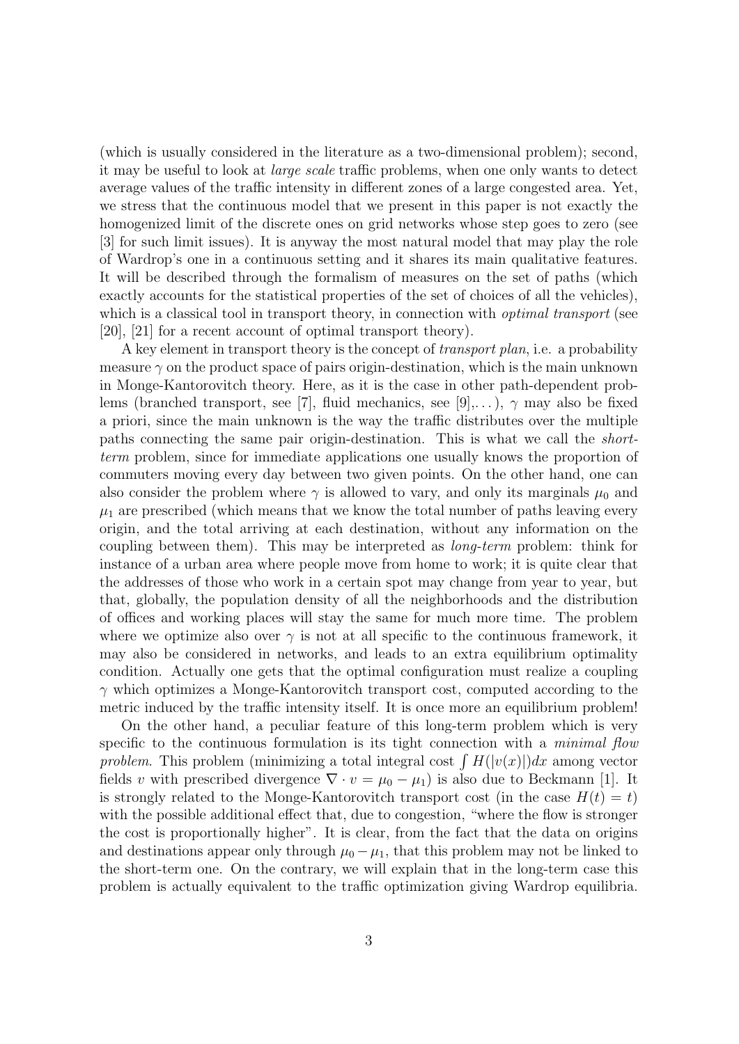(which is usually considered in the literature as a two-dimensional problem); second, it may be useful to look at *large scale* traffic problems, when one only wants to detect average values of the traffic intensity in different zones of a large congested area. Yet, we stress that the continuous model that we present in this paper is not exactly the homogenized limit of the discrete ones on grid networks whose step goes to zero (see [3] for such limit issues). It is anyway the most natural model that may play the role of Wardrop's one in a continuous setting and it shares its main qualitative features. It will be described through the formalism of measures on the set of paths (which exactly accounts for the statistical properties of the set of choices of all the vehicles), which is a classical tool in transport theory, in connection with *optimal transport* (see [20], [21] for a recent account of optimal transport theory).

A key element in transport theory is the concept of *transport plan*, i.e. a probability measure $\gamma$ on the product space of pairs origin-destination, which is the main unknown in Monge-Kantorovitch theory. Here, as it is the case in other path-dependent problems (branched transport, see [7], fluid mechanics, see [9],...), $\gamma$ may also be fixed a priori, since the main unknown is the way the traffic distributes over the multiple paths connecting the same pair origin-destination. This is what we call the *short-term* problem, since for immediate applications one usually knows the proportion of commuters moving every day between two given points. On the other hand, one can also consider the problem where $\gamma$ is allowed to vary, and only its marginals $\mu_0$ and $\mu_1$ are prescribed (which means that we know the total number of paths leaving every origin, and the total arriving at each destination, without any information on the coupling between them). This may be interpreted as *long-term* problem: think for instance of a urban area where people move from home to work; it is quite clear that the addresses of those who work in a certain spot may change from year to year, but that, globally, the population density of all the neighborhoods and the distribution of offices and working places will stay the same for much more time. The problem where we optimize also over $\gamma$ is not at all specific to the continuous framework, it may also be considered in networks, and leads to an extra equilibrium optimality condition. Actually one gets that the optimal configuration must realize a coupling $\gamma$ which optimizes a Monge-Kantorovitch transport cost, computed according to the metric induced by the traffic intensity itself. It is once more an equilibrium problem!

On the other hand, a peculiar feature of this long-term problem which is very specific to the continuous formulation is its tight connection with a *minimal flow problem*. This problem (minimizing a total integral cost $\int H(|v(x)|)dx$ among vector fields $v$ with prescribed divergence $\nabla \cdot v = \mu_0 - \mu_1$) is also due to Beckmann [1]. It is strongly related to the Monge-Kantorovitch transport cost (in the case $H(t) = t$) with the possible additional effect that, due to congestion, "where the flow is stronger the cost is proportionally higher". It is clear, from the fact that the data on origins and destinations appear only through $\mu_0 - \mu_1$, that this problem may not be linked to the short-term one. On the contrary, we will explain that in the long-term case this problem is actually equivalent to the traffic optimization giving Wardrop equilibria.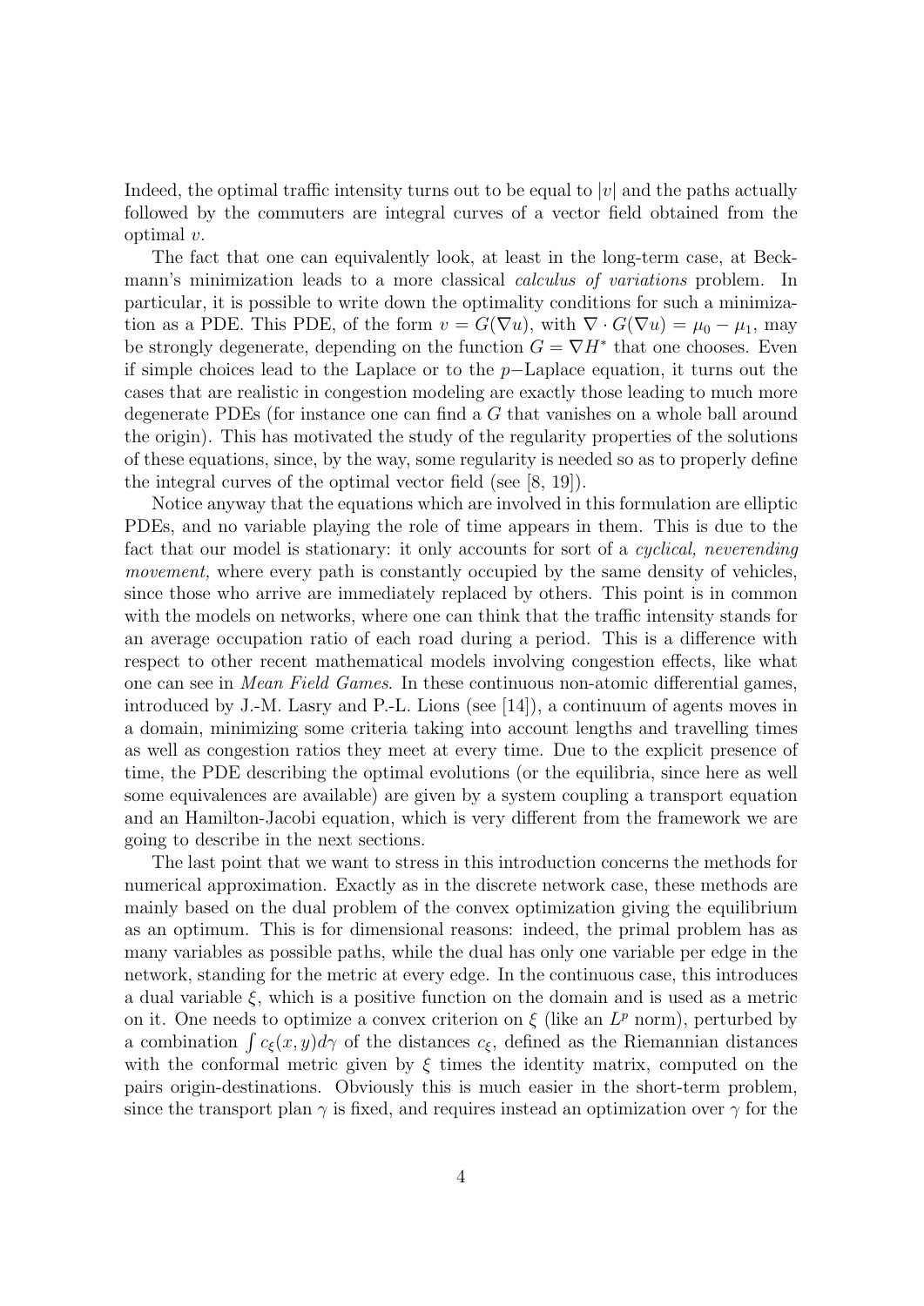Indeed, the optimal traffic intensity turns out to be equal to $|v|$ and the paths actually followed by the commuters are integral curves of a vector field obtained from the optimal $v$.

The fact that one can equivalently look, at least in the long-term case, at Beckmann's minimization leads to a more classical *calculus of variations* problem. In particular, it is possible to write down the optimality conditions for such a minimization as a PDE. This PDE, of the form $v = G(\nabla u)$, with $\nabla \cdot G(\nabla u) = \mu_0 - \mu_1$, may be strongly degenerate, depending on the function $G = \nabla H^*$ that one chooses. Even if simple choices lead to the Laplace or to the $p-$Laplace equation, it turns out the cases that are realistic in congestion modeling are exactly those leading to much more degenerate PDEs (for instance one can find a $G$ that vanishes on a whole ball around the origin). This has motivated the study of the regularity properties of the solutions of these equations, since, by the way, some regularity is needed so as to properly define the integral curves of the optimal vector field (see [8, 19]).

Notice anyway that the equations which are involved in this formulation are elliptic PDEs, and no variable playing the role of time appears in them. This is due to the fact that our model is stationary: it only accounts for sort of a *cyclical, neverending movement,* where every path is constantly occupied by the same density of vehicles, since those who arrive are immediately replaced by others. This point is in common with the models on networks, where one can think that the traffic intensity stands for an average occupation ratio of each road during a period. This is a difference with respect to other recent mathematical models involving congestion effects, like what one can see in *Mean Field Games*. In these continuous non-atomic differential games, introduced by J.-M. Lasry and P.-L. Lions (see [14]), a continuum of agents moves in a domain, minimizing some criteria taking into account lengths and travelling times as well as congestion ratios they meet at every time. Due to the explicit presence of time, the PDE describing the optimal evolutions (or the equilibria, since here as well some equivalences are available) are given by a system coupling a transport equation and an Hamilton-Jacobi equation, which is very different from the framework we are going to describe in the next sections.

The last point that we want to stress in this introduction concerns the methods for numerical approximation. Exactly as in the discrete network case, these methods are mainly based on the dual problem of the convex optimization giving the equilibrium as an optimum. This is for dimensional reasons: indeed, the primal problem has as many variables as possible paths, while the dual has only one variable per edge in the network, standing for the metric at every edge. In the continuous case, this introduces a dual variable $\xi$, which is a positive function on the domain and is used as a metric on it. One needs to optimize a convex criterion on $\xi$ (like an $L^p$ norm), perturbed by a combination $\int c_\xi(x, y) d\gamma$ of the distances $c_\xi$, defined as the Riemannian distances with the conformal metric given by $\xi$ times the identity matrix, computed on the pairs origin-destinations. Obviously this is much easier in the short-term problem, since the transport plan $\gamma$ is fixed, and requires instead an optimization over $\gamma$ for the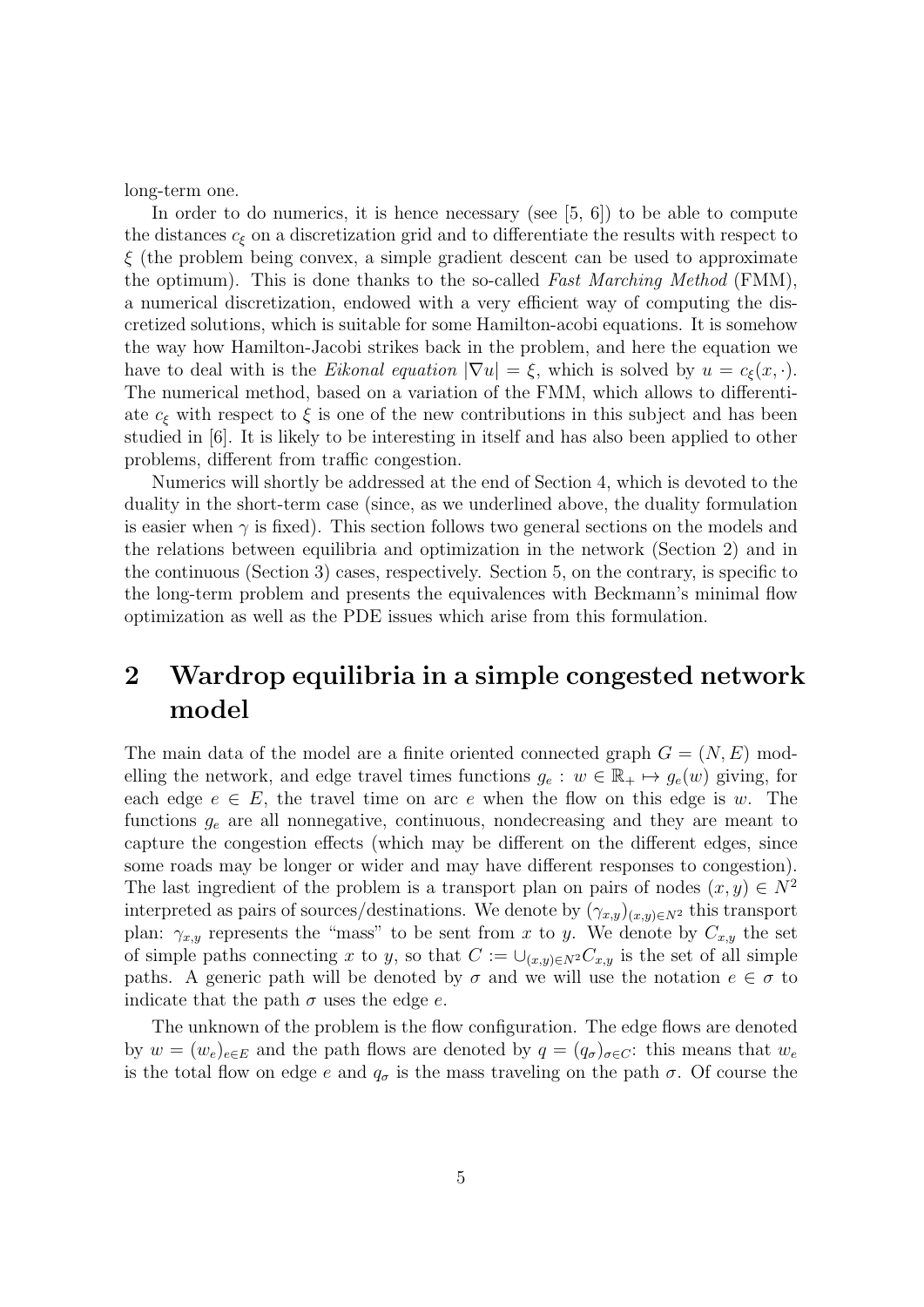long-term one.

In order to do numerics, it is hence necessary (see [5, 6]) to be able to compute the distances $c_\xi$ on a discretization grid and to differentiate the results with respect to $\xi$ (the problem being convex, a simple gradient descent can be used to approximate the optimum). This is done thanks to the so-called *Fast Marching Method* (FMM), a numerical discretization, endowed with a very efficient way of computing the discretized solutions, which is suitable for some Hamilton-acobi equations. It is somehow the way how Hamilton-Jacobi strikes back in the problem, and here the equation we have to deal with is the *Eikonal equation* $|\nabla u| = \xi$, which is solved by $u = c_\xi(x, \cdot)$. The numerical method, based on a variation of the FMM, which allows to differentiate $c_\xi$ with respect to $\xi$ is one of the new contributions in this subject and has been studied in [6]. It is likely to be interesting in itself and has also been applied to other problems, different from traffic congestion.

Numerics will shortly be addressed at the end of Section 4, which is devoted to the duality in the short-term case (since, as we underlined above, the duality formulation is easier when $\gamma$ is fixed). This section follows two general sections on the models and the relations between equilibria and optimization in the network (Section 2) and in the continuous (Section 3) cases, respectively. Section 5, on the contrary, is specific to the long-term problem and presents the equivalences with Beckmann's minimal flow optimization as well as the PDE issues which arise from this formulation.

## 2 Wardrop equilibria in a simple congested network model

The main data of the model are a finite oriented connected graph $G = (N, E)$ modelling the network, and edge travel times functions $g_e : w \in \mathbb{R}_+ \mapsto g_e(w)$ giving, for each edge $e \in E$, the travel time on arc $e$ when the flow on this edge is $w$. The functions $g_e$ are all nonnegative, continuous, nondecreasing and they are meant to capture the congestion effects (which may be different on the different edges, since some roads may be longer or wider and may have different responses to congestion). The last ingredient of the problem is a transport plan on pairs of nodes $(x, y) \in N^2$ interpreted as pairs of sources/destinations. We denote by $(\gamma_{x,y})_{(x,y)\in N^2}$ this transport plan: $\gamma_{x,y}$ represents the "mass" to be sent from $x$ to $y$. We denote by $C_{x,y}$ the set of simple paths connecting $x$ to $y$, so that $C := \cup_{(x,y)\in N^2} C_{x,y}$ is the set of all simple paths. A generic path will be denoted by $\sigma$ and we will use the notation $e \in \sigma$ to indicate that the path $\sigma$ uses the edge $e$.

The unknown of the problem is the flow configuration. The edge flows are denoted by $w = (w_e)_{e\in E}$ and the path flows are denoted by $q = (q_\sigma)_{\sigma\in C}$: this means that $w_e$ is the total flow on edge $e$ and $q_\sigma$ is the mass traveling on the path $\sigma$. Of course the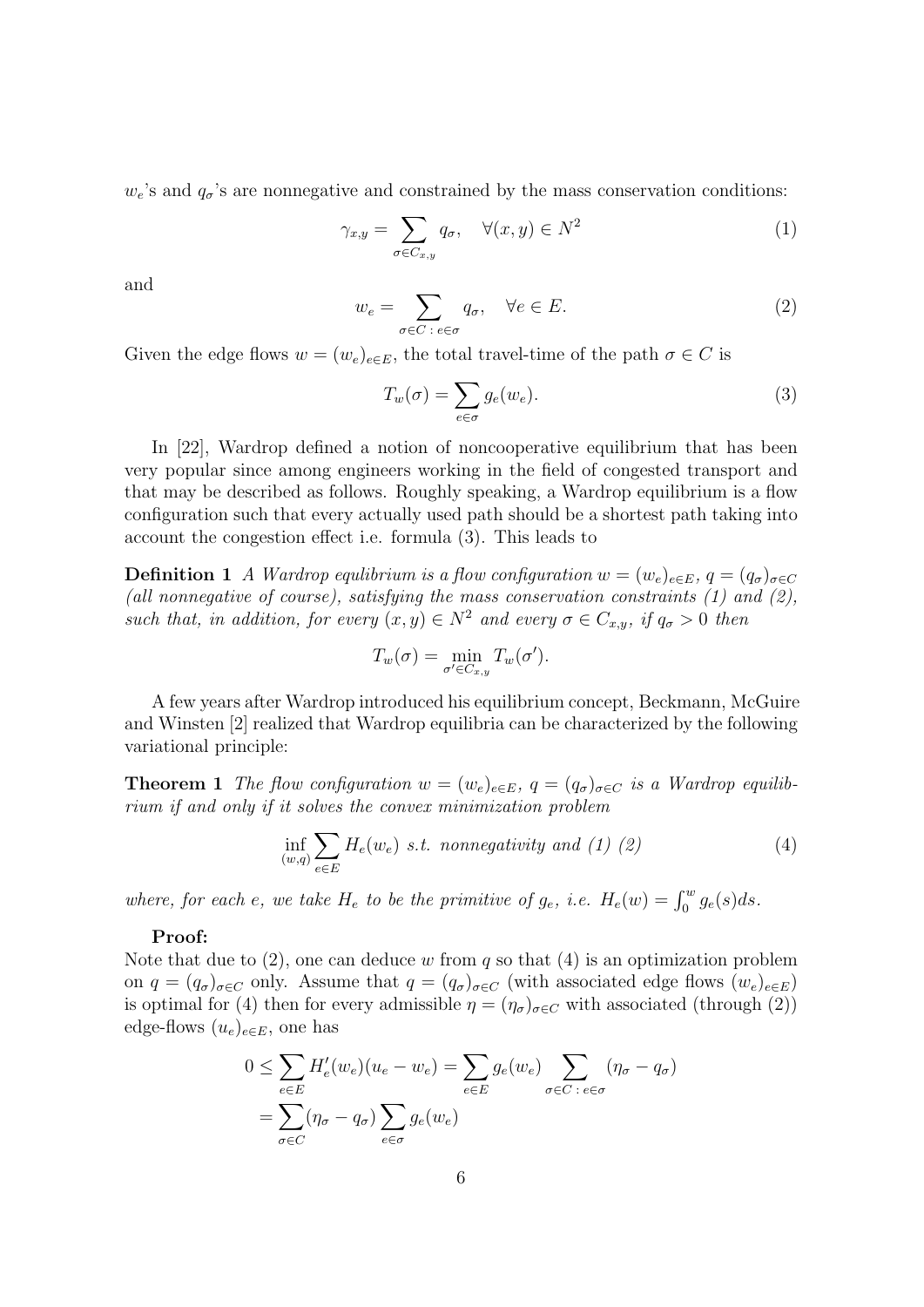$w_e$'s and $q_\sigma$'s are nonnegative and constrained by the mass conservation conditions:

$$\gamma_{x,y} = \sum_{\sigma \in C_{x,y}} q_\sigma, \quad \forall (x,y) \in N^2 \tag{1}$$

and

$$w_e = \sum_{\sigma \in C \,:\, e \in \sigma} q_\sigma, \quad \forall e \in E. \tag{2}$$

Given the edge flows $w = (w_e)_{e \in E}$, the total travel-time of the path $\sigma \in C$ is

$$T_w(\sigma) = \sum_{e \in \sigma} g_e(w_e). \tag{3}$$

In [22], Wardrop defined a notion of noncooperative equilibrium that has been very popular since among engineers working in the field of congested transport and that may be described as follows. Roughly speaking, a Wardrop equilibrium is a flow configuration such that every actually used path should be a shortest path taking into account the congestion effect i.e. formula (3). This leads to

**Definition 1** *A Wardrop equlibrium is a flow configuration $w = (w_e)_{e \in E}$, $q = (q_\sigma)_{\sigma \in C}$ (all nonnegative of course), satisfying the mass conservation constraints (1) and (2), such that, in addition, for every $(x, y) \in N^2$ and every $\sigma \in C_{x,y}$, if $q_\sigma > 0$ then*

$$T_w(\sigma) = \min_{\sigma' \in C_{x,y}} T_w(\sigma').$$

A few years after Wardrop introduced his equilibrium concept, Beckmann, McGuire and Winsten [2] realized that Wardrop equilibria can be characterized by the following variational principle:

**Theorem 1** *The flow configuration $w = (w_e)_{e \in E}$, $q = (q_\sigma)_{\sigma \in C}$ is a Wardrop equilibrium if and only if it solves the convex minimization problem*

$$\inf_{(w,q)} \sum_{e \in E} H_e(w_e) \text{ s.t. nonnegativity and (1) (2)} \tag{4}$$

*where, for each $e$, we take $H_e$ to be the primitive of $g_e$, i.e. $H_e(w) = \int_0^w g_e(s)ds$.*

**Proof:**
Note that due to (2), one can deduce $w$ from $q$ so that (4) is an optimization problem on $q = (q_\sigma)_{\sigma \in C}$ only. Assume that $q = (q_\sigma)_{\sigma \in C}$ (with associated edge flows $(w_e)_{e \in E}$) is optimal for (4) then for every admissible $\eta = (\eta_\sigma)_{\sigma \in C}$ with associated (through (2)) edge-flows $(u_e)_{e \in E}$, one has

$$\begin{aligned}
0 \leq \sum_{e \in E} H_e'(w_e)(u_e - w_e) &= \sum_{e \in E} g_e(w_e) \sum_{\sigma \in C \,:\, e \in \sigma} (\eta_\sigma - q_\sigma) \\
&= \sum_{\sigma \in C} (\eta_\sigma - q_\sigma) \sum_{e \in \sigma} g_e(w_e)
\end{aligned}$$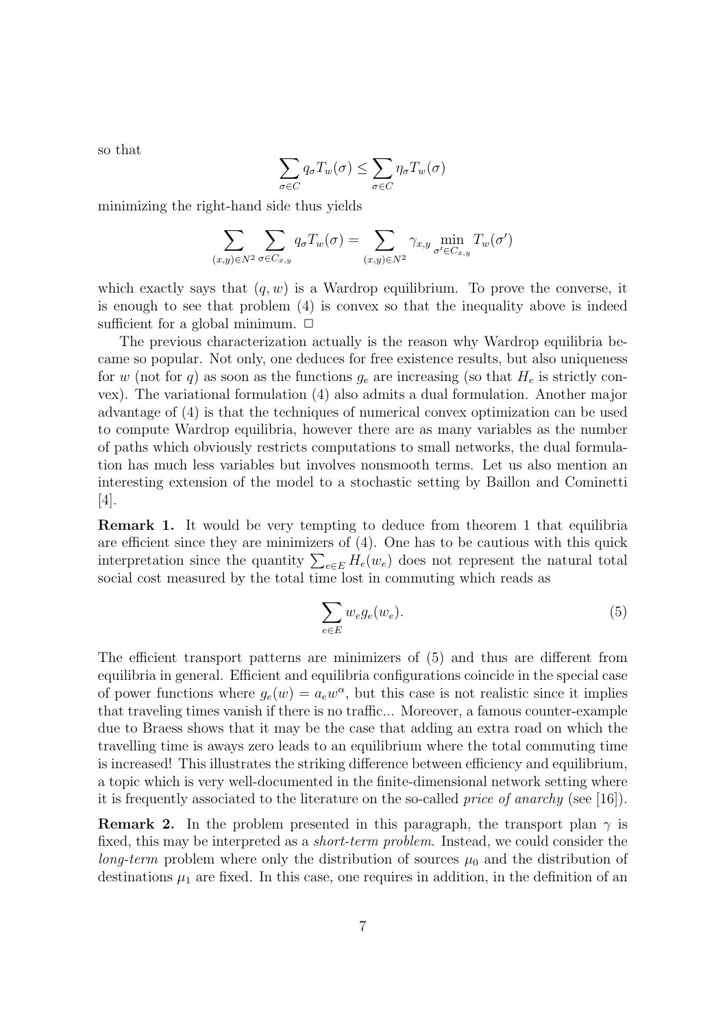so that

$$\sum_{\sigma\in C} q_\sigma T_w(\sigma) \leq \sum_{\sigma\in C} \eta_\sigma T_w(\sigma)$$

minimizing the right-hand side thus yields

$$\sum_{(x,y)\in N^2} \sum_{\sigma\in C_{x,y}} q_\sigma T_w(\sigma) = \sum_{(x,y)\in N^2} \gamma_{x,y} \min_{\sigma'\in C_{x,y}} T_w(\sigma')$$

which exactly says that $(q, w)$ is a Wardrop equilibrium. To prove the converse, it is enough to see that problem (4) is convex so that the inequality above is indeed sufficient for a global minimum. $\Box$

The previous characterization actually is the reason why Wardrop equilibria became so popular. Not only, one deduces for free existence results, but also uniqueness for $w$ (not for $q$) as soon as the functions $g_e$ are increasing (so that $H_e$ is strictly convex). The variational formulation (4) also admits a dual formulation. Another major advantage of (4) is that the techniques of numerical convex optimization can be used to compute Wardrop equilibria, however there are as many variables as the number of paths which obviously restricts computations to small networks, the dual formulation has much less variables but involves nonsmooth terms. Let us also mention an interesting extension of the model to a stochastic setting by Baillon and Cominetti [4].

**Remark 1.** It would be very tempting to deduce from theorem 1 that equilibria are efficient since they are minimizers of (4). One has to be cautious with this quick interpretation since the quantity $\sum_{e\in E} H_e(w_e)$ does not represent the natural total social cost measured by the total time lost in commuting which reads as

$$\sum_{e\in E} w_e g_e(w_e). \tag{5}$$

The efficient transport patterns are minimizers of (5) and thus are different from equilibria in general. Efficient and equilibria configurations coincide in the special case of power functions where $g_e(w) = a_e w^\alpha$, but this case is not realistic since it implies that traveling times vanish if there is no traffic... Moreover, a famous counter-example due to Braess shows that it may be the case that adding an extra road on which the travelling time is aways zero leads to an equilibrium where the total commuting time is increased! This illustrates the striking difference between efficiency and equilibrium, a topic which is very well-documented in the finite-dimensional network setting where it is frequently associated to the literature on the so-called *price of anarchy* (see [16]).

**Remark 2.** In the problem presented in this paragraph, the transport plan $\gamma$ is fixed, this may be interpreted as a *short-term problem*. Instead, we could consider the *long-term* problem where only the distribution of sources $\mu_0$ and the distribution of destinations $\mu_1$ are fixed. In this case, one requires in addition, in the definition of an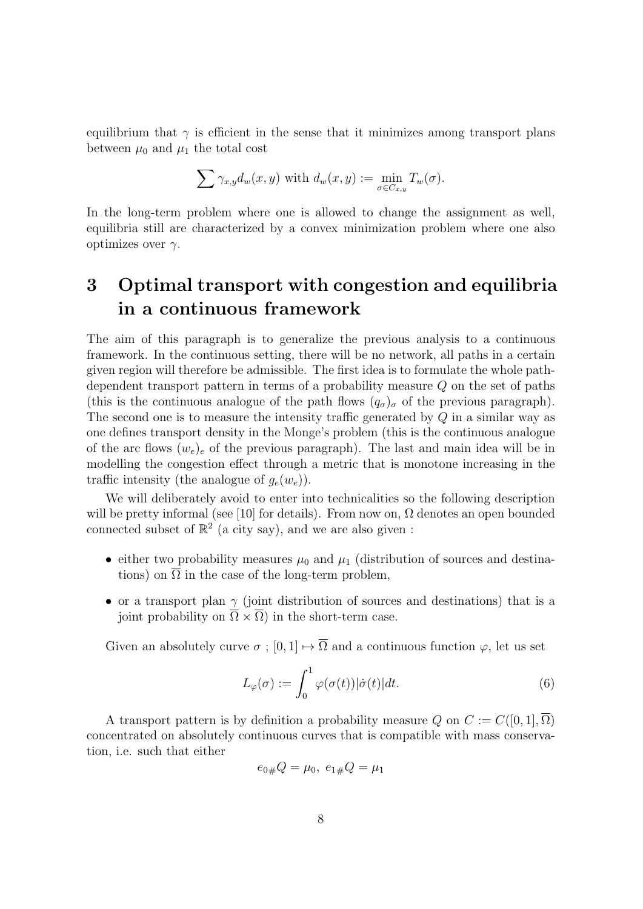equilibrium that $\gamma$ is efficient in the sense that it minimizes among transport plans between $\mu_0$ and $\mu_1$ the total cost

$$\sum \gamma_{x,y} d_w(x,y) \text{ with } d_w(x,y) := \min_{\sigma \in C_{x,y}} T_w(\sigma).$$

In the long-term problem where one is allowed to change the assignment as well, equilibria still are characterized by a convex minimization problem where one also optimizes over $\gamma$.

# 3 Optimal transport with congestion and equilibria in a continuous framework

The aim of this paragraph is to generalize the previous analysis to a continuous framework. In the continuous setting, there will be no network, all paths in a certain given region will therefore be admissible. The first idea is to formulate the whole path-dependent transport pattern in terms of a probability measure $Q$ on the set of paths (this is the continuous analogue of the path flows $(q_\sigma)_\sigma$ of the previous paragraph). The second one is to measure the intensity traffic generated by $Q$ in a similar way as one defines transport density in the Monge's problem (this is the continuous analogue of the arc flows $(w_e)_e$ of the previous paragraph). The last and main idea will be in modelling the congestion effect through a metric that is monotone increasing in the traffic intensity (the analogue of $g_e(w_e)$).

We will deliberately avoid to enter into technicalities so the following description will be pretty informal (see [10] for details). From now on, $\Omega$ denotes an open bounded connected subset of $\mathbb{R}^2$ (a city say), and we are also given :

- either two probability measures $\mu_0$ and $\mu_1$ (distribution of sources and destinations) on $\overline{\Omega}$ in the case of the long-term problem,
- or a transport plan $\gamma$ (joint distribution of sources and destinations) that is a joint probability on $\overline{\Omega} \times \overline{\Omega}$) in the short-term case.

Given an absolutely curve $\sigma$ ; $[0,1] \mapsto \overline{\Omega}$ and a continuous function $\varphi$, let us set

$$L_\varphi(\sigma) := \int_0^1 \varphi(\sigma(t)) |\dot{\sigma}(t)| dt. \tag{6}$$

A transport pattern is by definition a probability measure $Q$ on $C := C([0,1], \overline{\Omega})$ concentrated on absolutely continuous curves that is compatible with mass conservation, i.e. such that either

$$e_{0\#}Q = \mu_0, \; e_{1\#}Q = \mu_1$$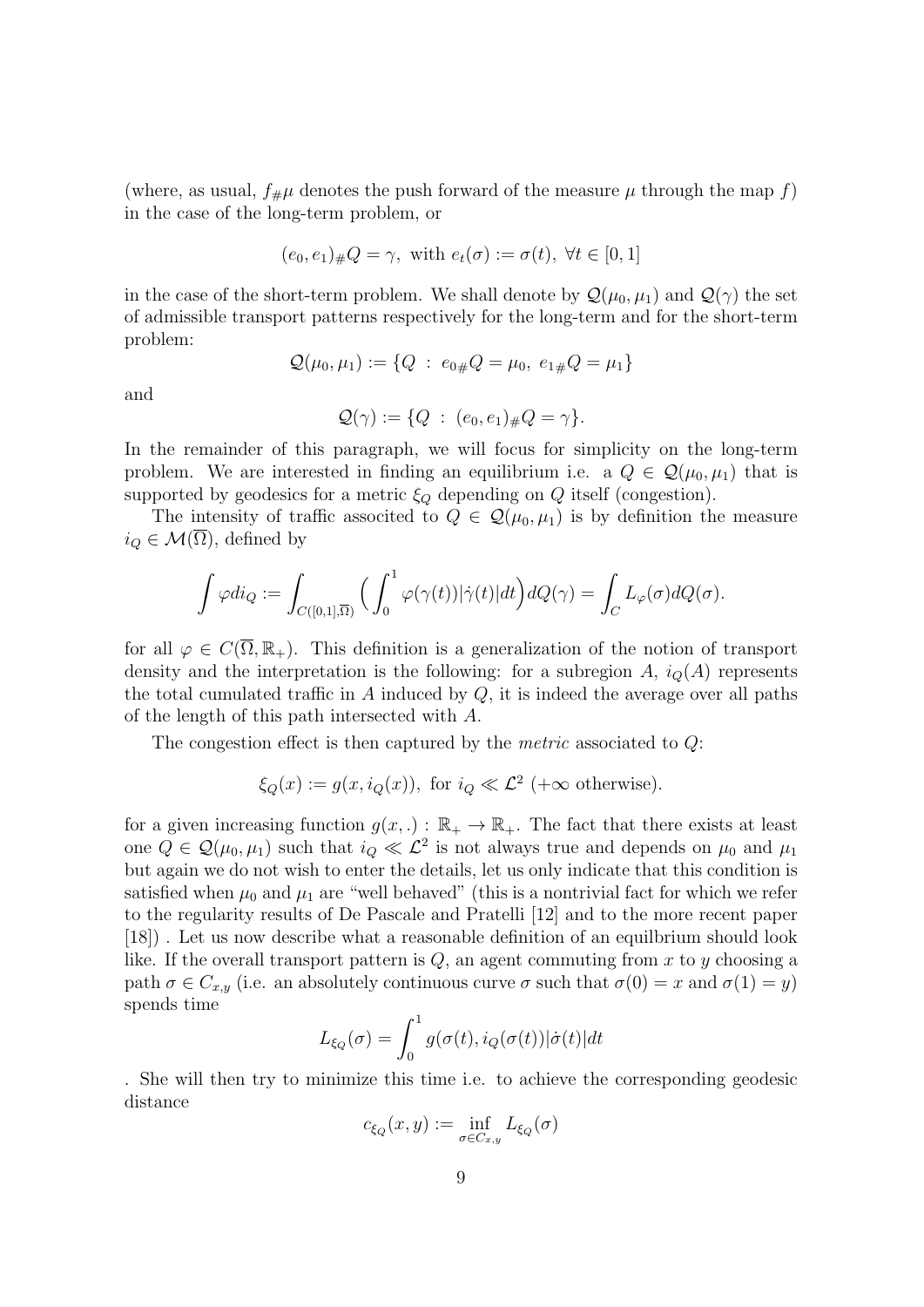(where, as usual, $f_{\#}\mu$ denotes the push forward of the measure $\mu$ through the map $f$) in the case of the long-term problem, or

$$(e_0, e_1)_{\#}Q = \gamma, \text{ with } e_t(\sigma) := \sigma(t), \; \forall t \in [0, 1]$$

in the case of the short-term problem. We shall denote by $\mathcal{Q}(\mu_0, \mu_1)$ and $\mathcal{Q}(\gamma)$ the set of admissible transport patterns respectively for the long-term and for the short-term problem:

$$\mathcal{Q}(\mu_0, \mu_1) := \{Q \; : \; e_{0\#}Q = \mu_0, \; e_{1\#}Q = \mu_1\}$$

and

$$\mathcal{Q}(\gamma) := \{Q \; : \; (e_0, e_1)_{\#}Q = \gamma\}.$$

In the remainder of this paragraph, we will focus for simplicity on the long-term problem. We are interested in finding an equilibrium i.e. a $Q \in \mathcal{Q}(\mu_0, \mu_1)$ that is supported by geodesics for a metric $\xi_Q$ depending on $Q$ itself (congestion).

The intensity of traffic associted to $Q \in \mathcal{Q}(\mu_0, \mu_1)$ is by definition the measure $i_Q \in \mathcal{M}(\overline{\Omega})$, defined by

$$\int \varphi di_Q := \int_{C([0,1],\overline{\Omega})} \Big( \int_0^1 \varphi(\gamma(t)) |\dot{\gamma}(t)| dt \Big) dQ(\gamma) = \int_C L_{\varphi}(\sigma) dQ(\sigma).$$

for all $\varphi \in C(\overline{\Omega}, \mathbb{R}_+)$. This definition is a generalization of the notion of transport density and the interpretation is the following: for a subregion $A$, $i_Q(A)$ represents the total cumulated traffic in $A$ induced by $Q$, it is indeed the average over all paths of the length of this path intersected with $A$.

The congestion effect is then captured by the *metric* associated to $Q$:

$$\xi_Q(x) := g(x, i_Q(x)), \text{ for } i_Q \ll \mathcal{L}^2 \; (+\infty \text{ otherwise}).$$

for a given increasing function $g(x, .) : \mathbb{R}_+ \to \mathbb{R}_+$. The fact that there exists at least one $Q \in \mathcal{Q}(\mu_0, \mu_1)$ such that $i_Q \ll \mathcal{L}^2$ is not always true and depends on $\mu_0$ and $\mu_1$ but again we do not wish to enter the details, let us only indicate that this condition is satisfied when $\mu_0$ and $\mu_1$ are "well behaved" (this is a nontrivial fact for which we refer to the regularity results of De Pascale and Pratelli [12] and to the more recent paper [18]) . Let us now describe what a reasonable definition of an equlibrium should look like. If the overall transport pattern is $Q$, an agent commuting from $x$ to $y$ choosing a path $\sigma \in C_{x,y}$ (i.e. an absolutely continuous curve $\sigma$ such that $\sigma(0) = x$ and $\sigma(1) = y$) spends time

$$L_{\xi_Q}(\sigma) = \int_0^1 g(\sigma(t), i_Q(\sigma(t))) |\dot{\sigma}(t)| dt$$

. She will then try to minimize this time i.e. to achieve the corresponding geodesic distance

$$c_{\xi_Q}(x, y) := \inf_{\sigma \in C_{x,y}} L_{\xi_Q}(\sigma)$$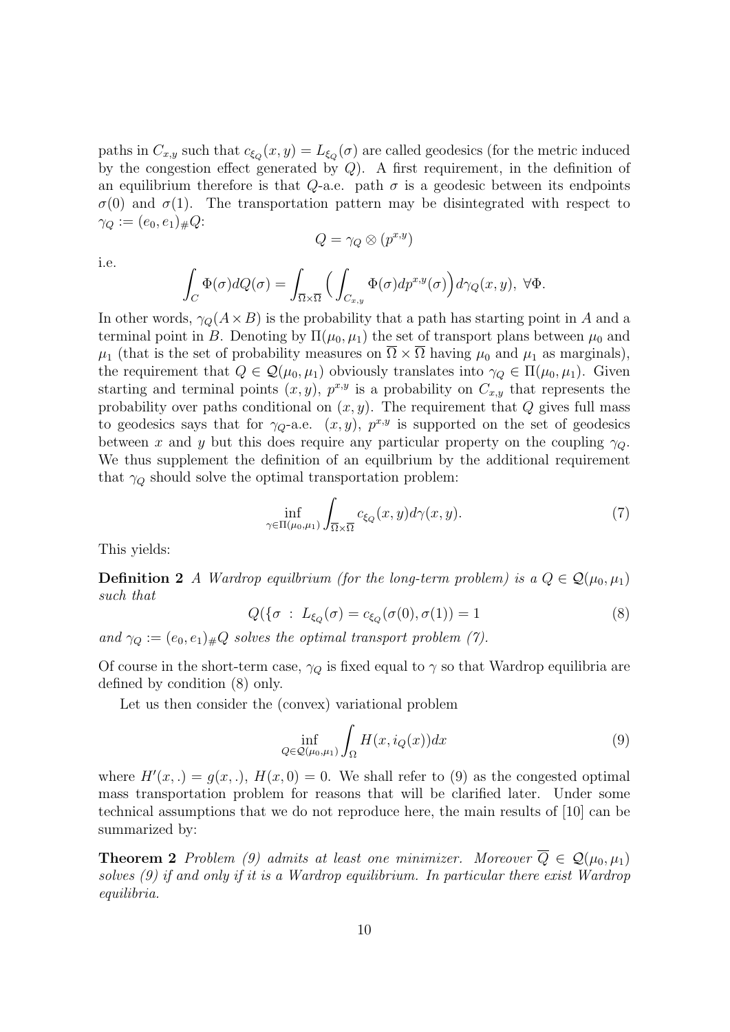paths in $C_{x,y}$ such that $c_{\xi_Q}(x,y) = L_{\xi_Q}(\sigma)$ are called geodesics (for the metric induced by the congestion effect generated by $Q$). A first requirement, in the definition of an equilibrium therefore is that $Q$-a.e. path $\sigma$ is a geodesic between its endpoints $\sigma(0)$ and $\sigma(1)$. The transportation pattern may be disintegrated with respect to $\gamma_Q := (e_0, e_1)_\# Q$:

$$Q = \gamma_Q \otimes (p^{x,y})$$

i.e.

$$\int_C \Phi(\sigma) dQ(\sigma) = \int_{\overline{\Omega} \times \overline{\Omega}} \Big( \int_{C_{x,y}} \Phi(\sigma) dp^{x,y}(\sigma) \Big) d\gamma_Q(x,y), \ \forall \Phi.$$

In other words, $\gamma_Q(A \times B)$ is the probability that a path has starting point in $A$ and a terminal point in $B$. Denoting by $\Pi(\mu_0, \mu_1)$ the set of transport plans between $\mu_0$ and $\mu_1$ (that is the set of probability measures on $\overline{\Omega} \times \overline{\Omega}$ having $\mu_0$ and $\mu_1$ as marginals), the requirement that $Q \in \mathcal{Q}(\mu_0, \mu_1)$ obviously translates into $\gamma_Q \in \Pi(\mu_0, \mu_1)$. Given starting and terminal points $(x, y)$, $p^{x,y}$ is a probability on $C_{x,y}$ that represents the probability over paths conditional on $(x, y)$. The requirement that $Q$ gives full mass to geodesics says that for $\gamma_Q$-a.e. $(x, y)$, $p^{x,y}$ is supported on the set of geodesics between $x$ and $y$ but this does require any particular property on the coupling $\gamma_Q$. We thus supplement the definition of an equlibrium by the additional requirement that $\gamma_Q$ should solve the optimal transportation problem:

$$\inf_{\gamma \in \Pi(\mu_0, \mu_1)} \int_{\overline{\Omega} \times \overline{\Omega}} c_{\xi_Q}(x,y) d\gamma(x,y). \tag{7}$$

This yields:

**Definition 2** *A Wardrop equilbrium (for the long-term problem) is a $Q \in \mathcal{Q}(\mu_0, \mu_1)$ such that*

$$Q(\{\sigma \ : \ L_{\xi_Q}(\sigma) = c_{\xi_Q}(\sigma(0), \sigma(1)) = 1 \tag{8}$$

*and $\gamma_Q := (e_0, e_1)_\# Q$ solves the optimal transport problem (7).*

Of course in the short-term case, $\gamma_Q$ is fixed equal to $\gamma$ so that Wardrop equilibria are defined by condition (8) only.

Let us then consider the (convex) variational problem

$$\inf_{Q \in \mathcal{Q}(\mu_0, \mu_1)} \int_\Omega H(x, i_Q(x)) dx \tag{9}$$

where $H'(x, .) = g(x, .)$, $H(x, 0) = 0$. We shall refer to (9) as the congested optimal mass transportation problem for reasons that will be clarified later. Under some technical assumptions that we do not reproduce here, the main results of [10] can be summarized by:

**Theorem 2** *Problem (9) admits at least one minimizer. Moreover $\overline{Q} \in \mathcal{Q}(\mu_0, \mu_1)$ solves (9) if and only if it is a Wardrop equilibrium. In particular there exist Wardrop equilibria.*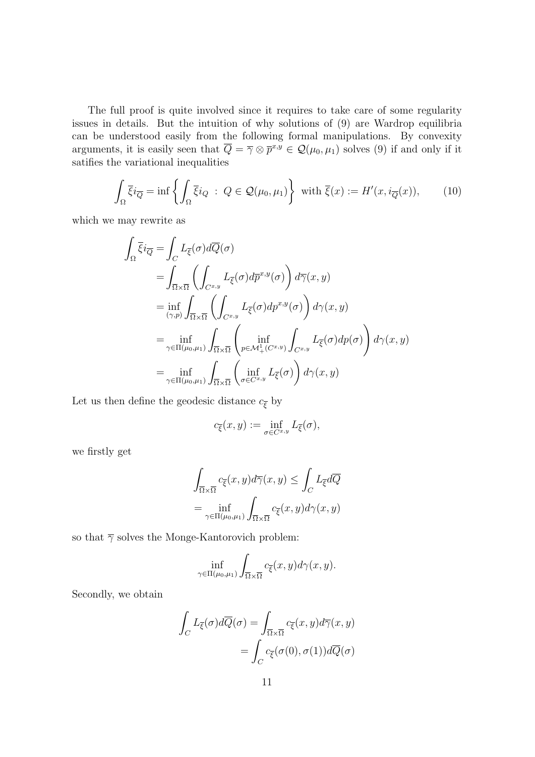The full proof is quite involved since it requires to take care of some regularity issues in details. But the intuition of why solutions of (9) are Wardrop equilibria can be understood easily from the following formal manipulations. By convexity arguments, it is easily seen that $\overline{Q} = \overline{\gamma} \otimes \overline{p}^{x,y} \in \mathcal{Q}(\mu_0, \mu_1)$ solves (9) if and only if it satifies the variational inequalities

$$\int_\Omega \overline{\xi} i_{\overline{Q}} = \inf \left\{ \int_\Omega \overline{\xi} i_Q \ : \ Q \in \mathcal{Q}(\mu_0, \mu_1) \right\} \ \text{ with } \overline{\xi}(x) := H'(x, i_{\overline{Q}}(x)), \tag{10}$$

which we may rewrite as

$$\begin{aligned}
\int_\Omega \overline{\xi} i_{\overline{Q}} &= \int_C L_{\overline{\xi}}(\sigma) d\overline{Q}(\sigma) \\
&= \int_{\overline{\Omega}\times\overline{\Omega}} \left( \int_{C^{x,y}} L_{\overline{\xi}}(\sigma) d\overline{p}^{x,y}(\sigma) \right) d\overline{\gamma}(x,y) \\
&= \inf_{(\gamma,p)} \int_{\overline{\Omega}\times\overline{\Omega}} \left( \int_{C^{x,y}} L_{\overline{\xi}}(\sigma) dp^{x,y}(\sigma) \right) d\gamma(x,y) \\
&= \inf_{\gamma\in\Pi(\mu_0,\mu_1)} \int_{\overline{\Omega}\times\overline{\Omega}} \left( \inf_{p\in\mathcal{M}^1_+(C^{x,y})} \int_{C^{x,y}} L_{\overline{\xi}}(\sigma) dp(\sigma) \right) d\gamma(x,y) \\
&= \inf_{\gamma\in\Pi(\mu_0,\mu_1)} \int_{\overline{\Omega}\times\overline{\Omega}} \left( \inf_{\sigma\in C^{x,y}} L_{\overline{\xi}}(\sigma) \right) d\gamma(x,y)
\end{aligned}$$

Let us then define the geodesic distance $c_{\overline{\xi}}$ by

$$c_{\overline{\xi}}(x,y) := \inf_{\sigma\in C^{x,y}} L_{\overline{\xi}}(\sigma),$$

we firstly get

$$\begin{aligned}
\int_{\overline{\Omega}\times\overline{\Omega}} c_{\overline{\xi}}(x,y) d\overline{\gamma}(x,y) &\leq \int_C L_{\overline{\xi}} d\overline{Q} \\
&= \inf_{\gamma\in\Pi(\mu_0,\mu_1)} \int_{\overline{\Omega}\times\overline{\Omega}} c_{\overline{\xi}}(x,y) d\gamma(x,y)
\end{aligned}$$

so that $\overline{\gamma}$ solves the Monge-Kantorovich problem:

$$\inf_{\gamma\in\Pi(\mu_0,\mu_1)} \int_{\overline{\Omega}\times\overline{\Omega}} c_{\overline{\xi}}(x,y) d\gamma(x,y).$$

Secondly, we obtain

$$\begin{aligned}
\int_C L_{\overline{\xi}}(\sigma) d\overline{Q}(\sigma) &= \int_{\overline{\Omega}\times\overline{\Omega}} c_{\overline{\xi}}(x,y) d\overline{\gamma}(x,y) \\
&= \int_C c_{\overline{\xi}}(\sigma(0), \sigma(1)) d\overline{Q}(\sigma)
\end{aligned}$$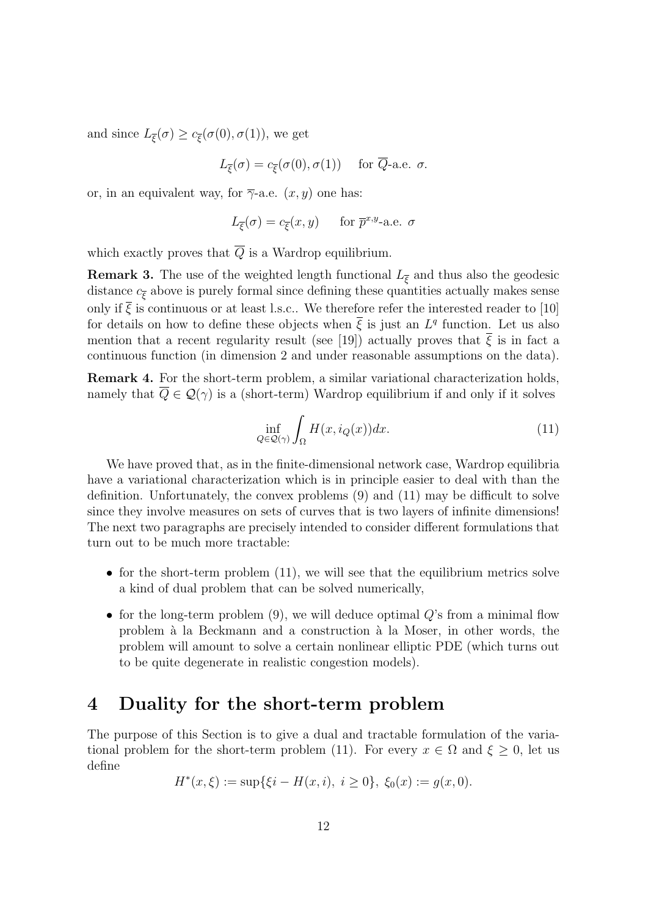and since $L_{\overline{\xi}}(\sigma) \geq c_{\overline{\xi}}(\sigma(0), \sigma(1))$, we get

$$L_{\overline{\xi}}(\sigma) = c_{\overline{\xi}}(\sigma(0), \sigma(1)) \quad \text{for } \overline{Q}\text{-a.e. } \sigma.$$

or, in an equivalent way, for $\overline{\gamma}$-a.e. $(x, y)$ one has:

$$L_{\overline{\xi}}(\sigma) = c_{\overline{\xi}}(x, y) \quad \text{ for } \overline{p}^{x,y}\text{-a.e. } \sigma$$

which exactly proves that $\overline{Q}$ is a Wardrop equilibrium.

**Remark 3.** The use of the weighted length functional $L_{\overline{\xi}}$ and thus also the geodesic distance $c_{\overline{\xi}}$ above is purely formal since defining these quantities actually makes sense only if $\overline{\xi}$ is continuous or at least l.s.c.. We therefore refer the interested reader to [10] for details on how to define these objects when $\overline{\xi}$ is just an $L^q$ function. Let us also mention that a recent regularity result (see [19]) actually proves that $\overline{\xi}$ is in fact a continuous function (in dimension 2 and under reasonable assumptions on the data).

**Remark 4.** For the short-term problem, a similar variational characterization holds, namely that $\overline{Q} \in \mathcal{Q}(\gamma)$ is a (short-term) Wardrop equilibrium if and only if it solves

$$\inf_{Q \in \mathcal{Q}(\gamma)} \int_{\Omega} H(x, i_Q(x)) dx. \tag{11}$$

We have proved that, as in the finite-dimensional network case, Wardrop equilibria have a variational characterization which is in principle easier to deal with than the definition. Unfortunately, the convex problems (9) and (11) may be difficult to solve since they involve measures on sets of curves that is two layers of infinite dimensions! The next two paragraphs are precisely intended to consider different formulations that turn out to be much more tractable:

- for the short-term problem (11), we will see that the equilibrium metrics solve a kind of dual problem that can be solved numerically,
- for the long-term problem (9), we will deduce optimal $Q$'s from a minimal flow problem à la Beckmann and a construction à la Moser, in other words, the problem will amount to solve a certain nonlinear elliptic PDE (which turns out to be quite degenerate in realistic congestion models).

# 4 Duality for the short-term problem

The purpose of this Section is to give a dual and tractable formulation of the variational problem for the short-term problem (11). For every $x \in \Omega$ and $\xi \geq 0$, let us define

$$H^*(x, \xi) := \sup\{\xi i - H(x, i), \ i \geq 0\}, \ \xi_0(x) := g(x, 0).$$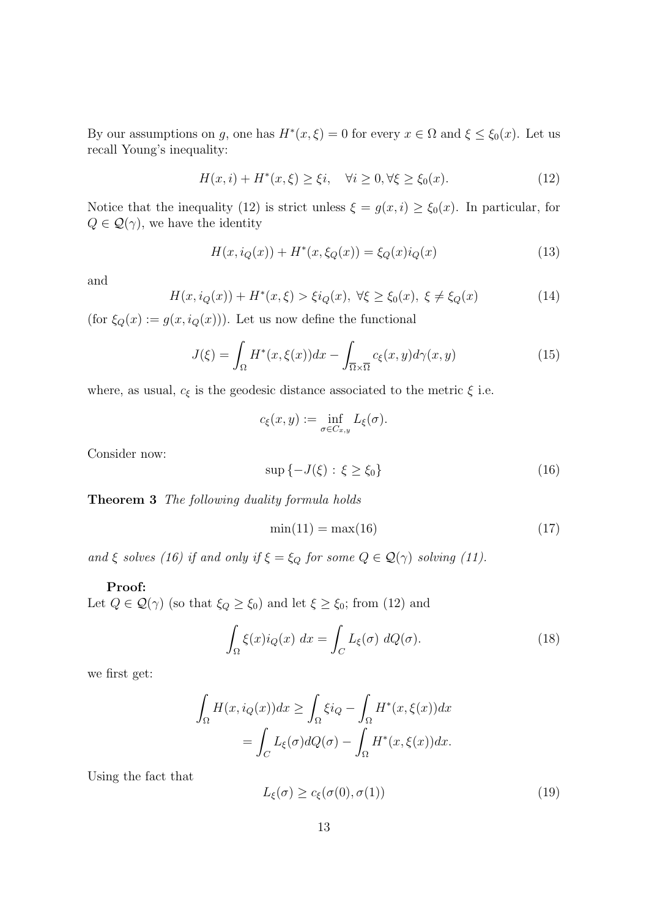By our assumptions on $g$, one has $H^*(x, \xi) = 0$ for every $x \in \Omega$ and $\xi \leq \xi_0(x)$. Let us recall Young's inequality:

$$H(x, i) + H^*(x, \xi) \geq \xi i, \quad \forall i \geq 0, \forall \xi \geq \xi_0(x). \tag{12}$$

Notice that the inequality (12) is strict unless $\xi = g(x, i) \geq \xi_0(x)$. In particular, for $Q \in \mathcal{Q}(\gamma)$, we have the identity

$$H(x, i_Q(x)) + H^*(x, \xi_Q(x)) = \xi_Q(x) i_Q(x) \tag{13}$$

and

$$H(x, i_Q(x)) + H^*(x, \xi) > \xi i_Q(x), \ \forall \xi \geq \xi_0(x), \ \xi \neq \xi_Q(x) \tag{14}$$

(for $\xi_Q(x) := g(x, i_Q(x))$). Let us now define the functional

$$J(\xi) = \int_\Omega H^*(x, \xi(x)) dx - \int_{\overline{\Omega} \times \overline{\Omega}} c_\xi(x, y) d\gamma(x, y) \tag{15}$$

where, as usual, $c_\xi$ is the geodesic distance associated to the metric $\xi$ i.e.

$$c_\xi(x, y) := \inf_{\sigma \in C_{x,y}} L_\xi(\sigma).$$

Consider now:

$$\sup \{-J(\xi) \, : \, \xi \geq \xi_0\} \tag{16}$$

**Theorem 3** *The following duality formula holds*

$$\min(11) = \max(16) \tag{17}$$

*and $\xi$ solves (16) if and only if $\xi = \xi_Q$ for some $Q \in \mathcal{Q}(\gamma)$ solving (11).*

**Proof:**
Let $Q \in \mathcal{Q}(\gamma)$ (so that $\xi_Q \geq \xi_0$) and let $\xi \geq \xi_0$; from (12) and

$$\int_\Omega \xi(x) i_Q(x) \, dx = \int_C L_\xi(\sigma) \, dQ(\sigma). \tag{18}$$

we first get:

$$\begin{aligned}
\int_\Omega H(x, i_Q(x)) dx &\geq \int_\Omega \xi i_Q - \int_\Omega H^*(x, \xi(x)) dx \\
&= \int_C L_\xi(\sigma) dQ(\sigma) - \int_\Omega H^*(x, \xi(x)) dx.
\end{aligned}$$

Using the fact that

$$L_\xi(\sigma) \geq c_\xi(\sigma(0), \sigma(1)) \tag{19}$$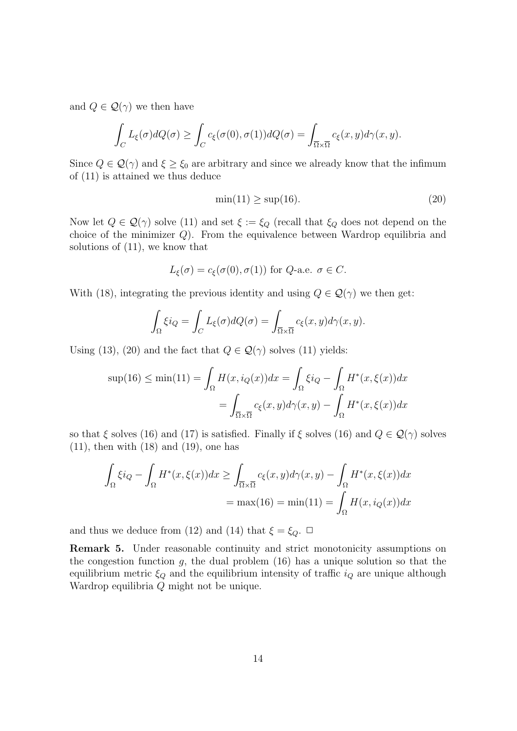and $Q \in \mathcal{Q}(\gamma)$ we then have

$$\int_C L_\xi(\sigma) dQ(\sigma) \geq \int_C c_\xi(\sigma(0), \sigma(1)) dQ(\sigma) = \int_{\overline{\Omega} \times \overline{\Omega}} c_\xi(x, y) d\gamma(x, y).$$

Since $Q \in \mathcal{Q}(\gamma)$ and $\xi \geq \xi_0$ are arbitrary and since we already know that the infimum of (11) is attained we thus deduce

$$\min(11) \geq \sup(16). \tag{20}$$

Now let $Q \in \mathcal{Q}(\gamma)$ solve (11) and set $\xi := \xi_Q$ (recall that $\xi_Q$ does not depend on the choice of the minimizer $Q$). From the equivalence between Wardrop equilibria and solutions of (11), we know that

$$L_\xi(\sigma) = c_\xi(\sigma(0), \sigma(1)) \text{ for } Q\text{-a.e. } \sigma \in C.$$

With (18), integrating the previous identity and using $Q \in \mathcal{Q}(\gamma)$ we then get:

$$\int_\Omega \xi i_Q = \int_C L_\xi(\sigma) dQ(\sigma) = \int_{\overline{\Omega} \times \overline{\Omega}} c_\xi(x, y) d\gamma(x, y).$$

Using (13), (20) and the fact that $Q \in \mathcal{Q}(\gamma)$ solves (11) yields:

$$\begin{aligned}
\sup(16) \leq \min(11) = \int_\Omega H(x, i_Q(x)) dx &= \int_\Omega \xi i_Q - \int_\Omega H^*(x, \xi(x)) dx \\
&= \int_{\overline{\Omega} \times \overline{\Omega}} c_\xi(x, y) d\gamma(x, y) - \int_\Omega H^*(x, \xi(x)) dx
\end{aligned}$$

so that $\xi$ solves (16) and (17) is satisfied. Finally if $\xi$ solves (16) and $Q \in \mathcal{Q}(\gamma)$ solves (11), then with (18) and (19), one has

$$\begin{aligned}
\int_\Omega \xi i_Q - \int_\Omega H^*(x, \xi(x)) dx &\geq \int_{\overline{\Omega} \times \overline{\Omega}} c_\xi(x, y) d\gamma(x, y) - \int_\Omega H^*(x, \xi(x)) dx \\
&= \max(16) = \min(11) = \int_\Omega H(x, i_Q(x)) dx
\end{aligned}$$

and thus we deduce from (12) and (14) that $\xi = \xi_Q$. $\square$

**Remark 5.** Under reasonable continuity and strict monotonicity assumptions on the congestion function $g$, the dual problem (16) has a unique solution so that the equilibrium metric $\xi_Q$ and the equilibrium intensity of traffic $i_Q$ are unique although Wardrop equilibria $Q$ might not be unique.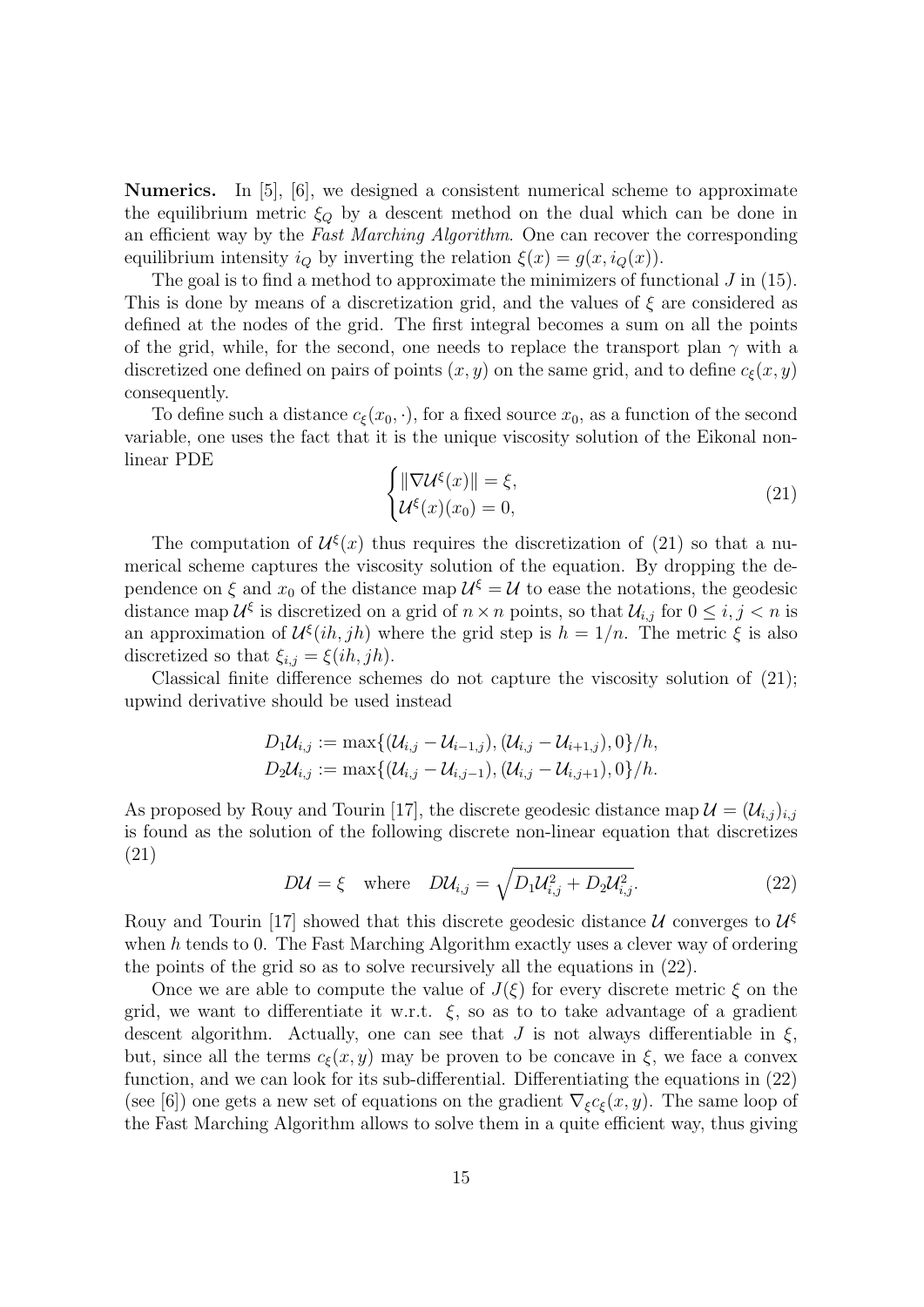**Numerics.** In [5], [6], we designed a consistent numerical scheme to approximate the equilibrium metric $\xi_Q$ by a descent method on the dual which can be done in an efficient way by the *Fast Marching Algorithm*. One can recover the corresponding equilibrium intensity $i_Q$ by inverting the relation $\xi(x) = g(x, i_Q(x))$.

The goal is to find a method to approximate the minimizers of functional $J$ in (15). This is done by means of a discretization grid, and the values of $\xi$ are considered as defined at the nodes of the grid. The first integral becomes a sum on all the points of the grid, while, for the second, one needs to replace the transport plan $\gamma$ with a discretized one defined on pairs of points $(x, y)$ on the same grid, and to define $c_\xi(x, y)$ consequently.

To define such a distance $c_\xi(x_0, \cdot)$, for a fixed source $x_0$, as a function of the second variable, one uses the fact that it is the unique viscosity solution of the Eikonal non-linear PDE

$$\begin{cases} \|\nabla \mathcal{U}^\xi(x)\| = \xi, \\ \mathcal{U}^\xi(x)(x_0) = 0, \end{cases} \tag{21}$$

The computation of $\mathcal{U}^\xi(x)$ thus requires the discretization of (21) so that a numerical scheme captures the viscosity solution of the equation. By dropping the dependence on $\xi$ and $x_0$ of the distance map $\mathcal{U}^\xi = \mathcal{U}$ to ease the notations, the geodesic distance map $\mathcal{U}^\xi$ is discretized on a grid of $n \times n$ points, so that $\mathcal{U}_{i,j}$ for $0 \leq i, j < n$ is an approximation of $\mathcal{U}^\xi(ih, jh)$ where the grid step is $h = 1/n$. The metric $\xi$ is also discretized so that $\xi_{i,j} = \xi(ih, jh)$.

Classical finite difference schemes do not capture the viscosity solution of (21); upwind derivative should be used instead

$$D_1\mathcal{U}_{i,j} := \max\{(\mathcal{U}_{i,j} - \mathcal{U}_{i-1,j}), (\mathcal{U}_{i,j} - \mathcal{U}_{i+1,j}), 0\}/h,$$
$$D_2\mathcal{U}_{i,j} := \max\{(\mathcal{U}_{i,j} - \mathcal{U}_{i,j-1}), (\mathcal{U}_{i,j} - \mathcal{U}_{i,j+1}), 0\}/h.$$

As proposed by Rouy and Tourin [17], the discrete geodesic distance map $\mathcal{U} = (\mathcal{U}_{i,j})_{i,j}$ is found as the solution of the following discrete non-linear equation that discretizes (21)

$$D\mathcal{U} = \xi \quad \text{where} \quad D\mathcal{U}_{i,j} = \sqrt{D_1\mathcal{U}_{i,j}^2 + D_2\mathcal{U}_{i,j}^2}. \tag{22}$$

Rouy and Tourin [17] showed that this discrete geodesic distance $\mathcal{U}$ converges to $\mathcal{U}^\xi$ when $h$ tends to 0. The Fast Marching Algorithm exactly uses a clever way of ordering the points of the grid so as to solve recursively all the equations in (22).

Once we are able to compute the value of $J(\xi)$ for every discrete metric $\xi$ on the grid, we want to differentiate it w.r.t. $\xi$, so as to to take advantage of a gradient descent algorithm. Actually, one can see that $J$ is not always differentiable in $\xi$, but, since all the terms $c_\xi(x, y)$ may be proven to be concave in $\xi$, we face a convex function, and we can look for its sub-differential. Differentiating the equations in (22) (see [6]) one gets a new set of equations on the gradient $\nabla_\xi c_\xi(x, y)$. The same loop of the Fast Marching Algorithm allows to solve them in a quite efficient way, thus giving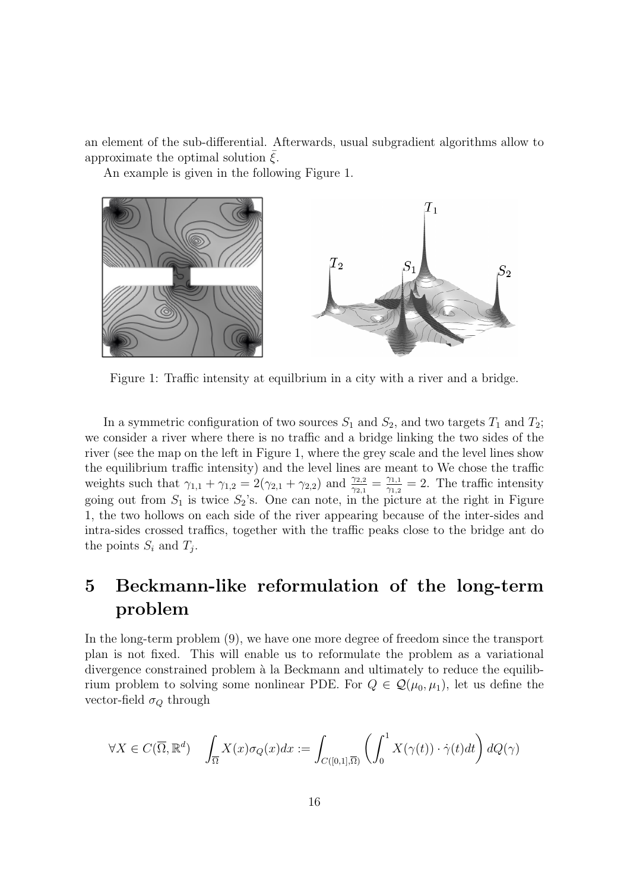an element of the sub-differential. Afterwards, usual subgradient algorithms allow to approximate the optimal solution $\bar{\xi}$.

An example is given in the following Figure 1.

Figure 1: Traffic intensity at equilbrium in a city with a river and a bridge.

In a symmetric configuration of two sources $S_1$ and $S_2$, and two targets $T_1$ and $T_2$; we consider a river where there is no traffic and a bridge linking the two sides of the river (see the map on the left in Figure 1, where the grey scale and the level lines show the equilibrium traffic intensity) and the level lines are meant to We chose the traffic weights such that $\gamma_{1,1} + \gamma_{1,2} = 2(\gamma_{2,1} + \gamma_{2,2})$ and $\frac{\gamma_{2,2}}{\gamma_{2,1}} = \frac{\gamma_{1,1}}{\gamma_{1,2}} = 2$. The traffic intensity going out from $S_1$ is twice $S_2$'s. One can note, in the picture at the right in Figure 1, the two hollows on each side of the river appearing because of the inter-sides and intra-sides crossed traffics, together with the traffic peaks close to the bridge ant do the points $S_i$ and $T_j$.

# 5 Beckmann-like reformulation of the long-term problem

In the long-term problem (9), we have one more degree of freedom since the transport plan is not fixed. This will enable us to reformulate the problem as a variational divergence constrained problem à la Beckmann and ultimately to reduce the equilibrium problem to solving some nonlinear PDE. For $Q \in \mathcal{Q}(\mu_0, \mu_1)$, let us define the vector-field $\sigma_Q$ through

$$\forall X \in C(\overline{\Omega}, \mathbb{R}^d) \quad \int_{\overline{\Omega}} X(x)\sigma_Q(x)dx := \int_{C([0,1],\overline{\Omega})} \left( \int_0^1 X(\gamma(t)) \cdot \dot{\gamma}(t)dt \right) dQ(\gamma)$$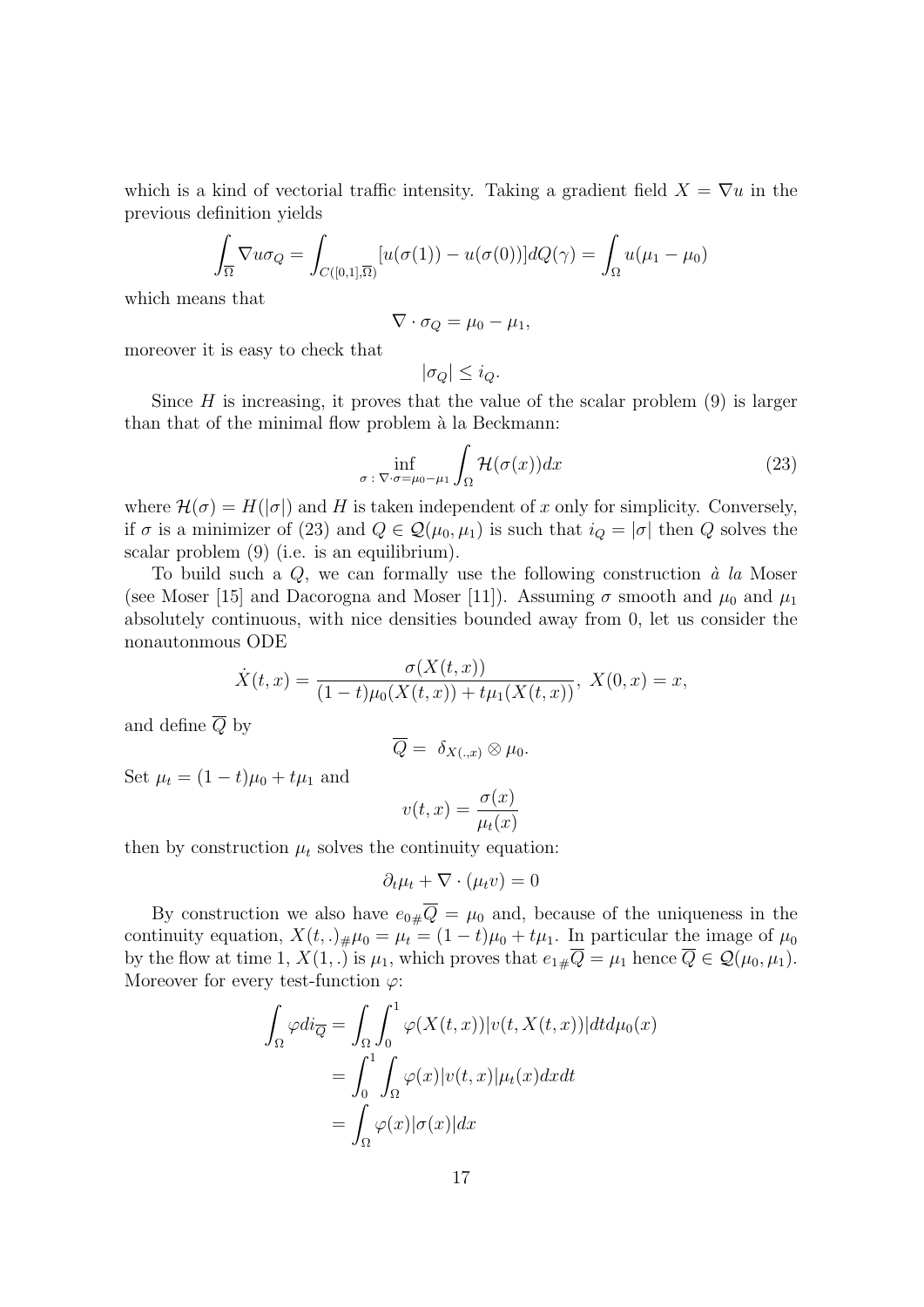which is a kind of vectorial traffic intensity. Taking a gradient field $X = \nabla u$ in the previous definition yields

$$\int_{\overline{\Omega}} \nabla u \sigma_Q = \int_{C([0,1],\overline{\Omega})} [u(\sigma(1)) - u(\sigma(0))] dQ(\gamma) = \int_{\Omega} u(\mu_1 - \mu_0)$$

which means that

$$\nabla \cdot \sigma_Q = \mu_0 - \mu_1,$$

moreover it is easy to check that

$$|\sigma_Q| \leq i_Q.$$

Since $H$ is increasing, it proves that the value of the scalar problem (9) is larger than that of the minimal flow problem à la Beckmann:

$$\inf_{\sigma \,:\, \nabla \cdot \sigma = \mu_0 - \mu_1} \int_{\Omega} \mathcal{H}(\sigma(x)) dx \tag{23}$$

where $\mathcal{H}(\sigma) = H(|\sigma|)$ and $H$ is taken independent of $x$ only for simplicity. Conversely, if $\sigma$ is a minimizer of (23) and $Q \in \mathcal{Q}(\mu_0, \mu_1)$ is such that $i_Q = |\sigma|$ then $Q$ solves the scalar problem (9) (i.e. is an equilibrium).

To build such a $Q$, we can formally use the following construction *à la* Moser (see Moser [15] and Dacorogna and Moser [11]). Assuming $\sigma$ smooth and $\mu_0$ and $\mu_1$ absolutely continuous, with nice densities bounded away from 0, let us consider the nonautonmous ODE

$$\dot{X}(t,x) = \frac{\sigma(X(t,x))}{(1-t)\mu_0(X(t,x)) + t\mu_1(X(t,x))},\ X(0,x) = x,$$

and define $\overline{Q}$ by

$$\overline{Q} = \ \delta_{X(.,x)} \otimes \mu_0.$$

Set $\mu_t = (1-t)\mu_0 + t\mu_1$ and

$$v(t,x) = \frac{\sigma(x)}{\mu_t(x)}$$

then by construction $\mu_t$ solves the continuity equation:

$$\partial_t \mu_t + \nabla \cdot (\mu_t v) = 0$$

By construction we also have $e_{0\#}\overline{Q} = \mu_0$ and, because of the uniqueness in the continuity equation, $X(t,.)_{\#}\mu_0 = \mu_t = (1-t)\mu_0 + t\mu_1$. In particular the image of $\mu_0$ by the flow at time 1, $X(1,.)$ is $\mu_1$, which proves that $e_{1\#}\overline{Q} = \mu_1$ hence $\overline{Q} \in \mathcal{Q}(\mu_0, \mu_1)$. Moreover for every test-function $\varphi$:

$$\begin{aligned}
\int_{\Omega} \varphi di_{\overline{Q}} &= \int_{\Omega} \int_0^1 \varphi(X(t,x)) |v(t, X(t,x))| dt d\mu_0(x) \\
&= \int_0^1 \int_{\Omega} \varphi(x) |v(t,x)| \mu_t(x) dx dt \\
&= \int_{\Omega} \varphi(x) |\sigma(x)| dx
\end{aligned}$$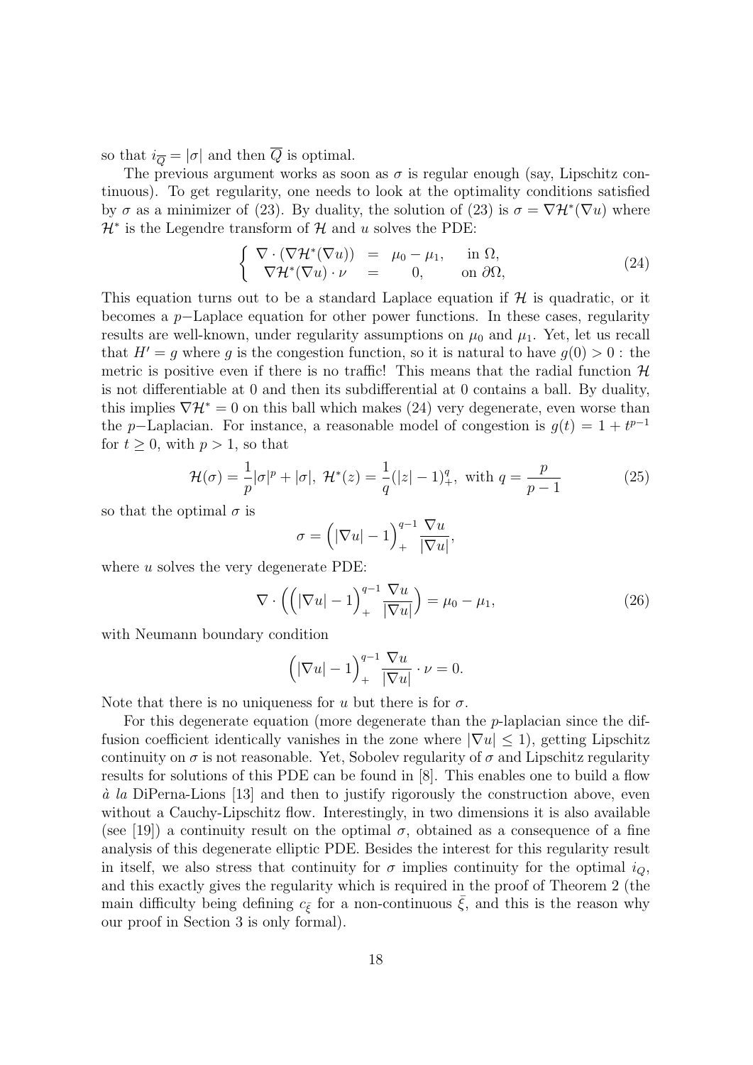so that $i_{\overline{Q}} = |\sigma|$ and then $\overline{Q}$ is optimal.

The previous argument works as soon as $\sigma$ is regular enough (say, Lipschitz continuous). To get regularity, one needs to look at the optimality conditions satisfied by $\sigma$ as a minimizer of (23). By duality, the solution of (23) is $\sigma = \nabla \mathcal{H}^*(\nabla u)$ where $\mathcal{H}^*$ is the Legendre transform of $\mathcal{H}$ and $u$ solves the PDE:

$$
\begin{cases} \nabla \cdot (\nabla \mathcal{H}^*(\nabla u)) &= \mu_0 - \mu_1, \quad \text{in } \Omega, \\ \nabla \mathcal{H}^*(\nabla u) \cdot \nu &= 0, \quad \text{on } \partial\Omega, \end{cases} \tag{24}
$$

This equation turns out to be a standard Laplace equation if $\mathcal{H}$ is quadratic, or it becomes a $p-$Laplace equation for other power functions. In these cases, regularity results are well-known, under regularity assumptions on $\mu_0$ and $\mu_1$. Yet, let us recall that $H' = g$ where $g$ is the congestion function, so it is natural to have $g(0) > 0$ : the metric is positive even if there is no traffic! This means that the radial function $\mathcal{H}$ is not differentiable at 0 and then its subdifferential at 0 contains a ball. By duality, this implies $\nabla \mathcal{H}^* = 0$ on this ball which makes (24) very degenerate, even worse than the $p-$Laplacian. For instance, a reasonable model of congestion is $g(t) = 1 + t^{p-1}$ for $t \geq 0$, with $p > 1$, so that

$$
\mathcal{H}(\sigma) = \frac{1}{p}|\sigma|^p + |\sigma|, \ \mathcal{H}^*(z) = \frac{1}{q}(|z| - 1)_+^q, \text{ with } q = \frac{p}{p-1} \tag{25}
$$

so that the optimal $\sigma$ is

$$
\sigma = \Big(|\nabla u| - 1\Big)_+^{q-1} \frac{\nabla u}{|\nabla u|},
$$

where $u$ solves the very degenerate PDE:

$$
\nabla \cdot \left(\Big(|\nabla u| - 1\Big)_+^{q-1} \frac{\nabla u}{|\nabla u|}\right) = \mu_0 - \mu_1, \tag{26}
$$

with Neumann boundary condition

$$
\Big(|\nabla u| - 1\Big)_+^{q-1} \frac{\nabla u}{|\nabla u|} \cdot \nu = 0.
$$

Note that there is no uniqueness for $u$ but there is for $\sigma$.

For this degenerate equation (more degenerate than the $p$-laplacian since the diffusion coefficient identically vanishes in the zone where $|\nabla u| \leq 1$), getting Lipschitz continuity on $\sigma$ is not reasonable. Yet, Sobolev regularity of $\sigma$ and Lipschitz regularity results for solutions of this PDE can be found in [8]. This enables one to build a flow *à la* DiPerna-Lions [13] and then to justify rigorously the construction above, even without a Cauchy-Lipschitz flow. Interestingly, in two dimensions it is also available (see [19]) a continuity result on the optimal $\sigma$, obtained as a consequence of a fine analysis of this degenerate elliptic PDE. Besides the interest for this regularity result in itself, we also stress that continuity for $\sigma$ implies continuity for the optimal $i_Q$, and this exactly gives the regularity which is required in the proof of Theorem 2 (the main difficulty being defining $c_{\bar{\xi}}$ for a non-continuous $\bar{\xi}$, and this is the reason why our proof in Section 3 is only formal).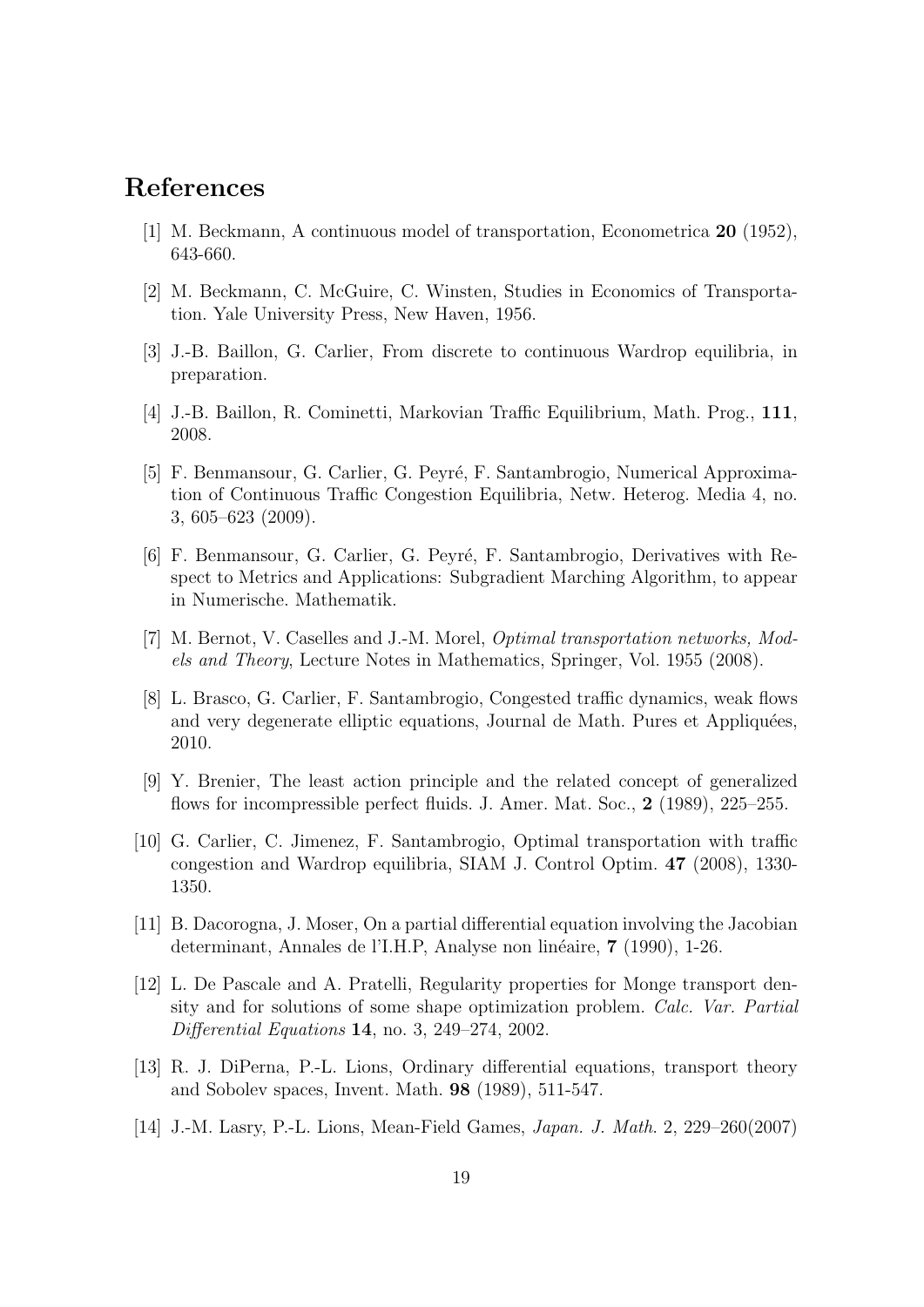## References

[1] M. Beckmann, A continuous model of transportation, Econometrica **20** (1952), 643-660.

[2] M. Beckmann, C. McGuire, C. Winsten, Studies in Economics of Transportation. Yale University Press, New Haven, 1956.

[3] J.-B. Baillon, G. Carlier, From discrete to continuous Wardrop equilibria, in preparation.

[4] J.-B. Baillon, R. Cominetti, Markovian Traffic Equilibrium, Math. Prog., **111**, 2008.

[5] F. Benmansour, G. Carlier, G. Peyré, F. Santambrogio, Numerical Approximation of Continuous Traffic Congestion Equilibria, Netw. Heterog. Media 4, no. 3, 605–623 (2009).

[6] F. Benmansour, G. Carlier, G. Peyré, F. Santambrogio, Derivatives with Respect to Metrics and Applications: Subgradient Marching Algorithm, to appear in Numerische. Mathematik.

[7] M. Bernot, V. Caselles and J.-M. Morel, *Optimal transportation networks, Models and Theory*, Lecture Notes in Mathematics, Springer, Vol. 1955 (2008).

[8] L. Brasco, G. Carlier, F. Santambrogio, Congested traffic dynamics, weak flows and very degenerate elliptic equations, Journal de Math. Pures et Appliquées, 2010.

[9] Y. Brenier, The least action principle and the related concept of generalized flows for incompressible perfect fluids. J. Amer. Mat. Soc., **2** (1989), 225–255.

[10] G. Carlier, C. Jimenez, F. Santambrogio, Optimal transportation with traffic congestion and Wardrop equilibria, SIAM J. Control Optim. **47** (2008), 1330-1350.

[11] B. Dacorogna, J. Moser, On a partial differential equation involving the Jacobian determinant, Annales de l'I.H.P, Analyse non linéaire, **7** (1990), 1-26.

[12] L. De Pascale and A. Pratelli, Regularity properties for Monge transport density and for solutions of some shape optimization problem. *Calc. Var. Partial Differential Equations* **14**, no. 3, 249–274, 2002.

[13] R. J. DiPerna, P.-L. Lions, Ordinary differential equations, transport theory and Sobolev spaces, Invent. Math. **98** (1989), 511-547.

[14] J.-M. Lasry, P.-L. Lions, Mean-Field Games, *Japan. J. Math.* 2, 229–260(2007)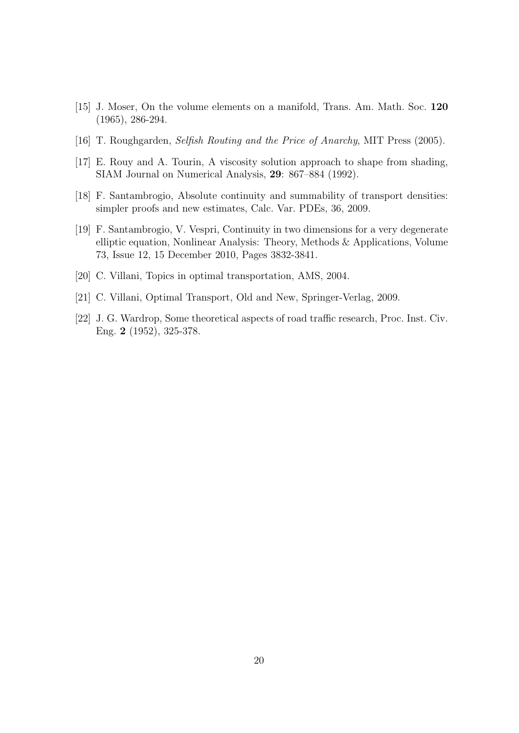[15] J. Moser, On the volume elements on a manifold, Trans. Am. Math. Soc. **120** (1965), 286-294.

[16] T. Roughgarden, *Selfish Routing and the Price of Anarchy*, MIT Press (2005).

[17] E. Rouy and A. Tourin, A viscosity solution approach to shape from shading, SIAM Journal on Numerical Analysis, **29**: 867–884 (1992).

[18] F. Santambrogio, Absolute continuity and summability of transport densities: simpler proofs and new estimates, Calc. Var. PDEs, 36, 2009.

[19] F. Santambrogio, V. Vespri, Continuity in two dimensions for a very degenerate elliptic equation, Nonlinear Analysis: Theory, Methods & Applications, Volume 73, Issue 12, 15 December 2010, Pages 3832-3841.

[20] C. Villani, Topics in optimal transportation, AMS, 2004.

[21] C. Villani, Optimal Transport, Old and New, Springer-Verlag, 2009.

[22] J. G. Wardrop, Some theoretical aspects of road traffic research, Proc. Inst. Civ. Eng. **2** (1952), 325-378.